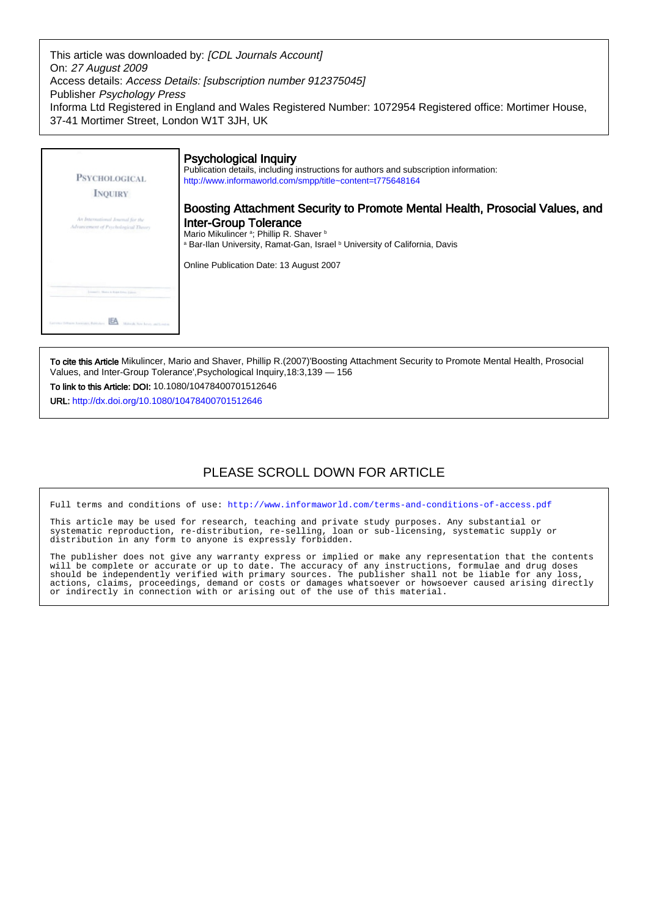This article was downloaded by: *[CDL Journals Account]*
On: *27 August 2009*
Access details: *Access Details: [subscription number 912375045]*
Publisher *Psychology Press*
Informa Ltd Registered in England and Wales Registered Number: 1072954 Registered office: Mortimer House, 37-41 Mortimer Street, London W1T 3JH, UK

# Psychological Inquiry

Publication details, including instructions for authors and subscription information:
http://www.informaworld.com/smpp/title~content=t775648164

## Boosting Attachment Security to Promote Mental Health, Prosocial Values, and Inter-Group Tolerance

Mario Mikulincer [a]; Phillip R. Shaver [b]

[a] Bar-Ilan University, Ramat-Gan, Israel [b] University of California, Davis

Online Publication Date: 13 August 2007

**To cite this Article** Mikulincer, Mario and Shaver, Phillip R.(2007)'Boosting Attachment Security to Promote Mental Health, Prosocial Values, and Inter-Group Tolerance',Psychological Inquiry,18:3,139 — 156

**To link to this Article: DOI:** 10.1080/10478400701512646

**URL:** http://dx.doi.org/10.1080/10478400701512646

PLEASE SCROLL DOWN FOR ARTICLE

Full terms and conditions of use: http://www.informaworld.com/terms-and-conditions-of-access.pdf

This article may be used for research, teaching and private study purposes. Any substantial or systematic reproduction, re-distribution, re-selling, loan or sub-licensing, systematic supply or distribution in any form to anyone is expressly forbidden.

The publisher does not give any warranty express or implied or make any representation that the contents will be complete or accurate or up to date. The accuracy of any instructions, formulae and drug doses should be independently verified with primary sources. The publisher shall not be liable for any loss, actions, claims, proceedings, demand or costs or damages whatsoever or howsoever caused arising directly or indirectly in connection with or arising out of the use of this material.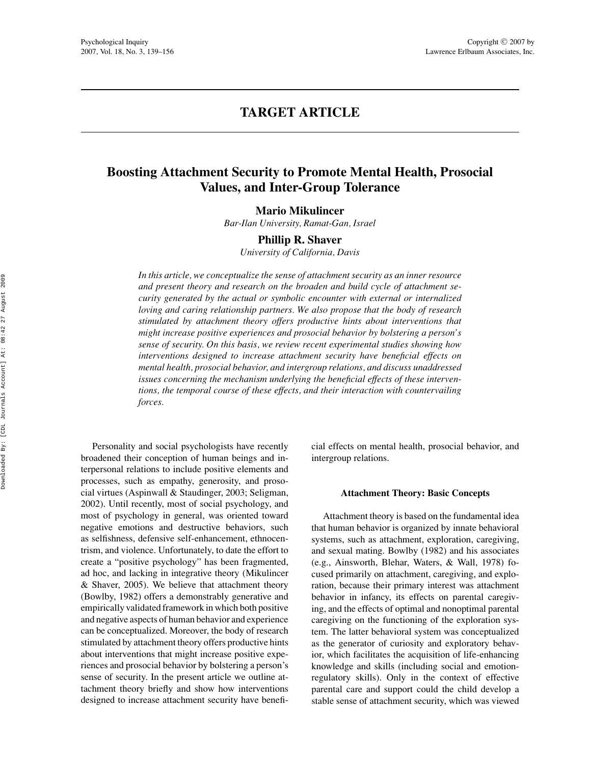# TARGET ARTICLE

## Boosting Attachment Security to Promote Mental Health, Prosocial Values, and Inter-Group Tolerance

**Mario Mikulincer**
*Bar-Ilan University, Ramat-Gan, Israel*

**Phillip R. Shaver**
*University of California, Davis*

*In this article, we conceptualize the sense of attachment security as an inner resource and present theory and research on the broaden and build cycle of attachment security generated by the actual or symbolic encounter with external or internalized loving and caring relationship partners. We also propose that the body of research stimulated by attachment theory offers productive hints about interventions that might increase positive experiences and prosocial behavior by bolstering a person's sense of security. On this basis, we review recent experimental studies showing how interventions designed to increase attachment security have beneficial effects on mental health, prosocial behavior, and intergroup relations, and discuss unaddressed issues concerning the mechanism underlying the beneficial effects of these interventions, the temporal course of these effects, and their interaction with countervailing forces.*

Personality and social psychologists have recently broadened their conception of human beings and interpersonal relations to include positive elements and processes, such as empathy, generosity, and prosocial virtues (Aspinwall & Staudinger, 2003; Seligman, 2002). Until recently, most of social psychology, and most of psychology in general, was oriented toward negative emotions and destructive behaviors, such as selfishness, defensive self-enhancement, ethnocentrism, and violence. Unfortunately, to date the effort to create a "positive psychology" has been fragmented, ad hoc, and lacking in integrative theory (Mikulincer & Shaver, 2005). We believe that attachment theory (Bowlby, 1982) offers a demonstrably generative and empirically validated framework in which both positive and negative aspects of human behavior and experience can be conceptualized. Moreover, the body of research stimulated by attachment theory offers productive hints about interventions that might increase positive experiences and prosocial behavior by bolstering a person's sense of security. In the present article we outline attachment theory briefly and show how interventions designed to increase attachment security have beneficial effects on mental health, prosocial behavior, and intergroup relations.

### Attachment Theory: Basic Concepts

Attachment theory is based on the fundamental idea that human behavior is organized by innate behavioral systems, such as attachment, exploration, caregiving, and sexual mating. Bowlby (1982) and his associates (e.g., Ainsworth, Blehar, Waters, & Wall, 1978) focused primarily on attachment, caregiving, and exploration, because their primary interest was attachment behavior in infancy, its effects on parental caregiving, and the effects of optimal and nonoptimal parental caregiving on the functioning of the exploration system. The latter behavioral system was conceptualized as the generator of curiosity and exploratory behavior, which facilitates the acquisition of life-enhancing knowledge and skills (including social and emotion-regulatory skills). Only in the context of effective parental care and support could the child develop a stable sense of attachment security, which was viewed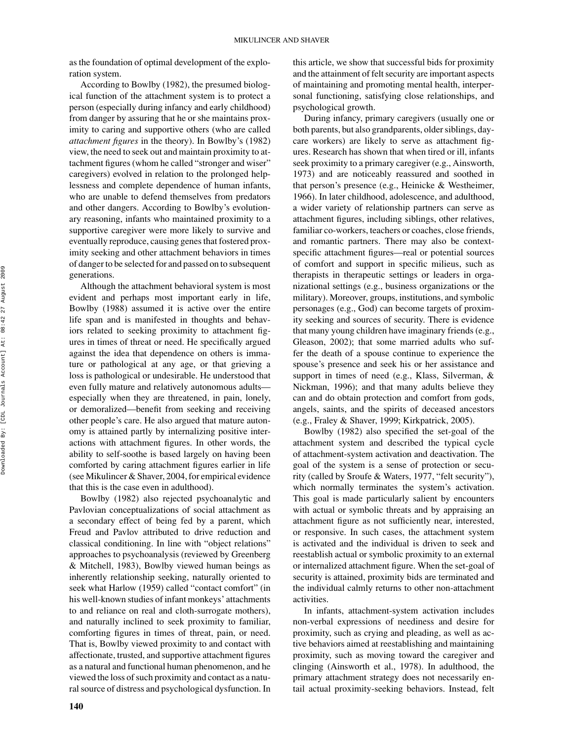as the foundation of optimal development of the exploration system.

According to Bowlby (1982), the presumed biological function of the attachment system is to protect a person (especially during infancy and early childhood) from danger by assuring that he or she maintains proximity to caring and supportive others (who are called *attachment figures* in the theory). In Bowlby's (1982) view, the need to seek out and maintain proximity to attachment figures (whom he called "stronger and wiser" caregivers) evolved in relation to the prolonged helplessness and complete dependence of human infants, who are unable to defend themselves from predators and other dangers. According to Bowlby's evolutionary reasoning, infants who maintained proximity to a supportive caregiver were more likely to survive and eventually reproduce, causing genes that fostered proximity seeking and other attachment behaviors in times of danger to be selected for and passed on to subsequent generations.

Although the attachment behavioral system is most evident and perhaps most important early in life, Bowlby (1988) assumed it is active over the entire life span and is manifested in thoughts and behaviors related to seeking proximity to attachment figures in times of threat or need. He specifically argued against the idea that dependence on others is immature or pathological at any age, or that grieving a loss is pathological or undesirable. He understood that even fully mature and relatively autonomous adults—especially when they are threatened, in pain, lonely, or demoralized—benefit from seeking and receiving other people's care. He also argued that mature autonomy is attained partly by internalizing positive interactions with attachment figures. In other words, the ability to self-soothe is based largely on having been comforted by caring attachment figures earlier in life (see Mikulincer & Shaver, 2004, for empirical evidence that this is the case even in adulthood).

Bowlby (1982) also rejected psychoanalytic and Pavlovian conceptualizations of social attachment as a secondary effect of being fed by a parent, which Freud and Pavlov attributed to drive reduction and classical conditioning. In line with "object relations" approaches to psychoanalysis (reviewed by Greenberg & Mitchell, 1983), Bowlby viewed human beings as inherently relationship seeking, naturally oriented to seek what Harlow (1959) called "contact comfort" (in his well-known studies of infant monkeys' attachments to and reliance on real and cloth-surrogate mothers), and naturally inclined to seek proximity to familiar, comforting figures in times of threat, pain, or need. That is, Bowlby viewed proximity to and contact with affectionate, trusted, and supportive attachment figures as a natural and functional human phenomenon, and he viewed the loss of such proximity and contact as a natural source of distress and psychological dysfunction. In this article, we show that successful bids for proximity and the attainment of felt security are important aspects of maintaining and promoting mental health, interpersonal functioning, satisfying close relationships, and psychological growth.

During infancy, primary caregivers (usually one or both parents, but also grandparents, older siblings, day-care workers) are likely to serve as attachment figures. Research has shown that when tired or ill, infants seek proximity to a primary caregiver (e.g., Ainsworth, 1973) and are noticeably reassured and soothed in that person's presence (e.g., Heinicke & Westheimer, 1966). In later childhood, adolescence, and adulthood, a wider variety of relationship partners can serve as attachment figures, including siblings, other relatives, familiar co-workers, teachers or coaches, close friends, and romantic partners. There may also be context-specific attachment figures—real or potential sources of comfort and support in specific milieus, such as therapists in therapeutic settings or leaders in organizational settings (e.g., business organizations or the military). Moreover, groups, institutions, and symbolic personages (e.g., God) can become targets of proximity seeking and sources of security. There is evidence that many young children have imaginary friends (e.g., Gleason, 2002); that some married adults who suffer the death of a spouse continue to experience the spouse's presence and seek his or her assistance and support in times of need (e.g., Klass, Silverman, & Nickman, 1996); and that many adults believe they can and do obtain protection and comfort from gods, angels, saints, and the spirits of deceased ancestors (e.g., Fraley & Shaver, 1999; Kirkpatrick, 2005).

Bowlby (1982) also specified the set-goal of the attachment system and described the typical cycle of attachment-system activation and deactivation. The goal of the system is a sense of protection or security (called by Sroufe & Waters, 1977, "felt security"), which normally terminates the system's activation. This goal is made particularly salient by encounters with actual or symbolic threats and by appraising an attachment figure as not sufficiently near, interested, or responsive. In such cases, the attachment system is activated and the individual is driven to seek and reestablish actual or symbolic proximity to an external or internalized attachment figure. When the set-goal of security is attained, proximity bids are terminated and the individual calmly returns to other non-attachment activities.

In infants, attachment-system activation includes non-verbal expressions of neediness and desire for proximity, such as crying and pleading, as well as active behaviors aimed at reestablishing and maintaining proximity, such as moving toward the caregiver and clinging (Ainsworth et al., 1978). In adulthood, the primary attachment strategy does not necessarily entail actual proximity-seeking behaviors. Instead, felt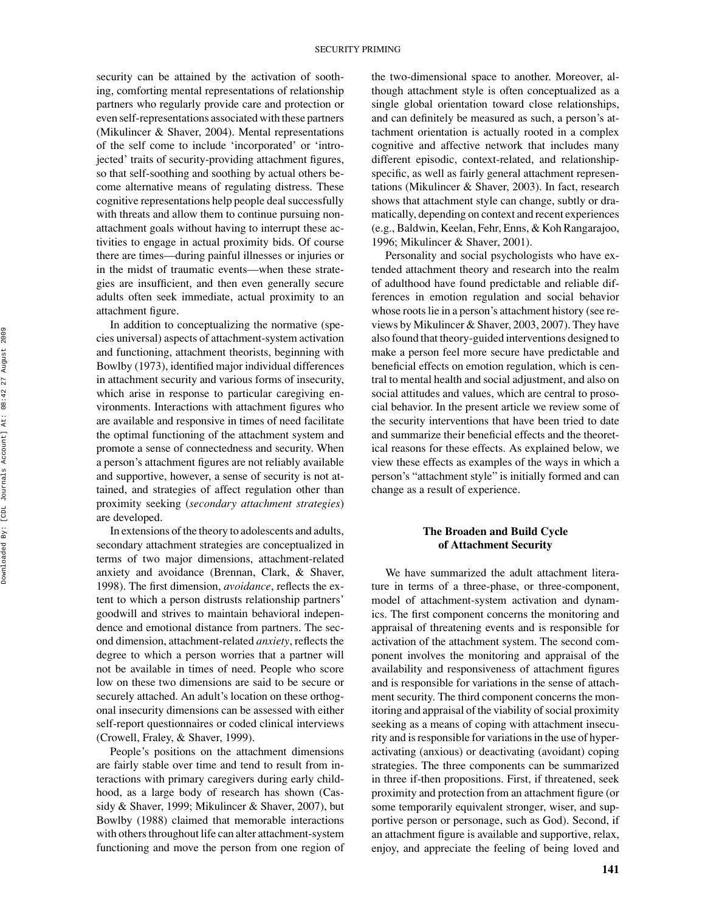security can be attained by the activation of soothing, comforting mental representations of relationship partners who regularly provide care and protection or even self-representations associated with these partners (Mikulincer & Shaver, 2004). Mental representations of the self come to include 'incorporated' or 'introjected' traits of security-providing attachment figures, so that self-soothing and soothing by actual others become alternative means of regulating distress. These cognitive representations help people deal successfully with threats and allow them to continue pursuing non-attachment goals without having to interrupt these activities to engage in actual proximity bids. Of course there are times—during painful illnesses or injuries or in the midst of traumatic events—when these strategies are insufficient, and then even generally secure adults often seek immediate, actual proximity to an attachment figure.

In addition to conceptualizing the normative (species universal) aspects of attachment-system activation and functioning, attachment theorists, beginning with Bowlby (1973), identified major individual differences in attachment security and various forms of insecurity, which arise in response to particular caregiving environments. Interactions with attachment figures who are available and responsive in times of need facilitate the optimal functioning of the attachment system and promote a sense of connectedness and security. When a person's attachment figures are not reliably available and supportive, however, a sense of security is not attained, and strategies of affect regulation other than proximity seeking (*secondary attachment strategies*) are developed.

In extensions of the theory to adolescents and adults, secondary attachment strategies are conceptualized in terms of two major dimensions, attachment-related anxiety and avoidance (Brennan, Clark, & Shaver, 1998). The first dimension, *avoidance*, reflects the extent to which a person distrusts relationship partners' goodwill and strives to maintain behavioral independence and emotional distance from partners. The second dimension, attachment-related *anxiety*, reflects the degree to which a person worries that a partner will not be available in times of need. People who score low on these two dimensions are said to be secure or securely attached. An adult's location on these orthogonal insecurity dimensions can be assessed with either self-report questionnaires or coded clinical interviews (Crowell, Fraley, & Shaver, 1999).

People's positions on the attachment dimensions are fairly stable over time and tend to result from interactions with primary caregivers during early childhood, as a large body of research has shown (Cassidy & Shaver, 1999; Mikulincer & Shaver, 2007), but Bowlby (1988) claimed that memorable interactions with others throughout life can alter attachment-system functioning and move the person from one region of the two-dimensional space to another. Moreover, although attachment style is often conceptualized as a single global orientation toward close relationships, and can definitely be measured as such, a person's attachment orientation is actually rooted in a complex cognitive and affective network that includes many different episodic, context-related, and relationship-specific, as well as fairly general attachment representations (Mikulincer & Shaver, 2003). In fact, research shows that attachment style can change, subtly or dramatically, depending on context and recent experiences (e.g., Baldwin, Keelan, Fehr, Enns, & Koh Rangarajoo, 1996; Mikulincer & Shaver, 2001).

Personality and social psychologists who have extended attachment theory and research into the realm of adulthood have found predictable and reliable differences in emotion regulation and social behavior whose roots lie in a person's attachment history (see reviews by Mikulincer & Shaver, 2003, 2007). They have also found that theory-guided interventions designed to make a person feel more secure have predictable and beneficial effects on emotion regulation, which is central to mental health and social adjustment, and also on social attitudes and values, which are central to prosocial behavior. In the present article we review some of the security interventions that have been tried to date and summarize their beneficial effects and the theoretical reasons for these effects. As explained below, we view these effects as examples of the ways in which a person's "attachment style" is initially formed and can change as a result of experience.

## The Broaden and Build Cycle of Attachment Security

We have summarized the adult attachment literature in terms of a three-phase, or three-component, model of attachment-system activation and dynamics. The first component concerns the monitoring and appraisal of threatening events and is responsible for activation of the attachment system. The second component involves the monitoring and appraisal of the availability and responsiveness of attachment figures and is responsible for variations in the sense of attachment security. The third component concerns the monitoring and appraisal of the viability of social proximity seeking as a means of coping with attachment insecurity and is responsible for variations in the use of hyperactivating (anxious) or deactivating (avoidant) coping strategies. The three components can be summarized in three if-then propositions. First, if threatened, seek proximity and protection from an attachment figure (or some temporarily equivalent stronger, wiser, and supportive person or personage, such as God). Second, if an attachment figure is available and supportive, relax, enjoy, and appreciate the feeling of being loved and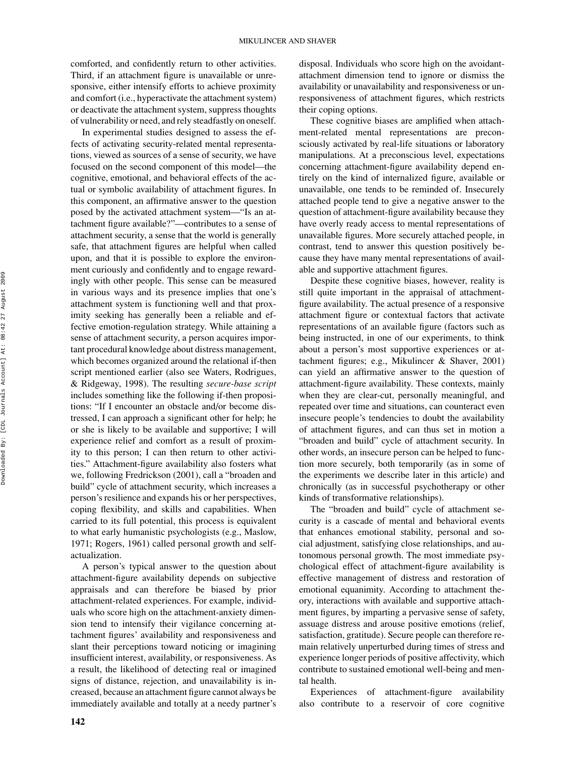comforted, and confidently return to other activities. Third, if an attachment figure is unavailable or unresponsive, either intensify efforts to achieve proximity and comfort (i.e., hyperactivate the attachment system) or deactivate the attachment system, suppress thoughts of vulnerability or need, and rely steadfastly on oneself.

In experimental studies designed to assess the effects of activating security-related mental representations, viewed as sources of a sense of security, we have focused on the second component of this model—the cognitive, emotional, and behavioral effects of the actual or symbolic availability of attachment figures. In this component, an affirmative answer to the question posed by the activated attachment system—"Is an attachment figure available?"—contributes to a sense of attachment security, a sense that the world is generally safe, that attachment figures are helpful when called upon, and that it is possible to explore the environment curiously and confidently and to engage rewardingly with other people. This sense can be measured in various ways and its presence implies that one's attachment system is functioning well and that proximity seeking has generally been a reliable and effective emotion-regulation strategy. While attaining a sense of attachment security, a person acquires important procedural knowledge about distress management, which becomes organized around the relational if-then script mentioned earlier (also see Waters, Rodrigues, & Ridgeway, 1998). The resulting *secure-base script* includes something like the following if-then propositions: "If I encounter an obstacle and/or become distressed, I can approach a significant other for help; he or she is likely to be available and supportive; I will experience relief and comfort as a result of proximity to this person; I can then return to other activities." Attachment-figure availability also fosters what we, following Fredrickson (2001), call a "broaden and build" cycle of attachment security, which increases a person's resilience and expands his or her perspectives, coping flexibility, and skills and capabilities. When carried to its full potential, this process is equivalent to what early humanistic psychologists (e.g., Maslow, 1971; Rogers, 1961) called personal growth and self-actualization.

A person's typical answer to the question about attachment-figure availability depends on subjective appraisals and can therefore be biased by prior attachment-related experiences. For example, individuals who score high on the attachment-anxiety dimension tend to intensify their vigilance concerning attachment figures' availability and responsiveness and slant their perceptions toward noticing or imagining insufficient interest, availability, or responsiveness. As a result, the likelihood of detecting real or imagined signs of distance, rejection, and unavailability is increased, because an attachment figure cannot always be immediately available and totally at a needy partner's disposal. Individuals who score high on the avoidant-attachment dimension tend to ignore or dismiss the availability or unavailability and responsiveness or unresponsiveness of attachment figures, which restricts their coping options.

These cognitive biases are amplified when attachment-related mental representations are preconsciously activated by real-life situations or laboratory manipulations. At a preconscious level, expectations concerning attachment-figure availability depend entirely on the kind of internalized figure, available or unavailable, one tends to be reminded of. Insecurely attached people tend to give a negative answer to the question of attachment-figure availability because they have overly ready access to mental representations of unavailable figures. More securely attached people, in contrast, tend to answer this question positively because they have many mental representations of available and supportive attachment figures.

Despite these cognitive biases, however, reality is still quite important in the appraisal of attachment-figure availability. The actual presence of a responsive attachment figure or contextual factors that activate representations of an available figure (factors such as being instructed, in one of our experiments, to think about a person's most supportive experiences or attachment figures; e.g., Mikulincer & Shaver, 2001) can yield an affirmative answer to the question of attachment-figure availability. These contexts, mainly when they are clear-cut, personally meaningful, and repeated over time and situations, can counteract even insecure people's tendencies to doubt the availability of attachment figures, and can thus set in motion a "broaden and build" cycle of attachment security. In other words, an insecure person can be helped to function more securely, both temporarily (as in some of the experiments we describe later in this article) and chronically (as in successful psychotherapy or other kinds of transformative relationships).

The "broaden and build" cycle of attachment security is a cascade of mental and behavioral events that enhances emotional stability, personal and social adjustment, satisfying close relationships, and autonomous personal growth. The most immediate psychological effect of attachment-figure availability is effective management of distress and restoration of emotional equanimity. According to attachment theory, interactions with available and supportive attachment figures, by imparting a pervasive sense of safety, assuage distress and arouse positive emotions (relief, satisfaction, gratitude). Secure people can therefore remain relatively unperturbed during times of stress and experience longer periods of positive affectivity, which contribute to sustained emotional well-being and mental health.

Experiences of attachment-figure availability also contribute to a reservoir of core cognitive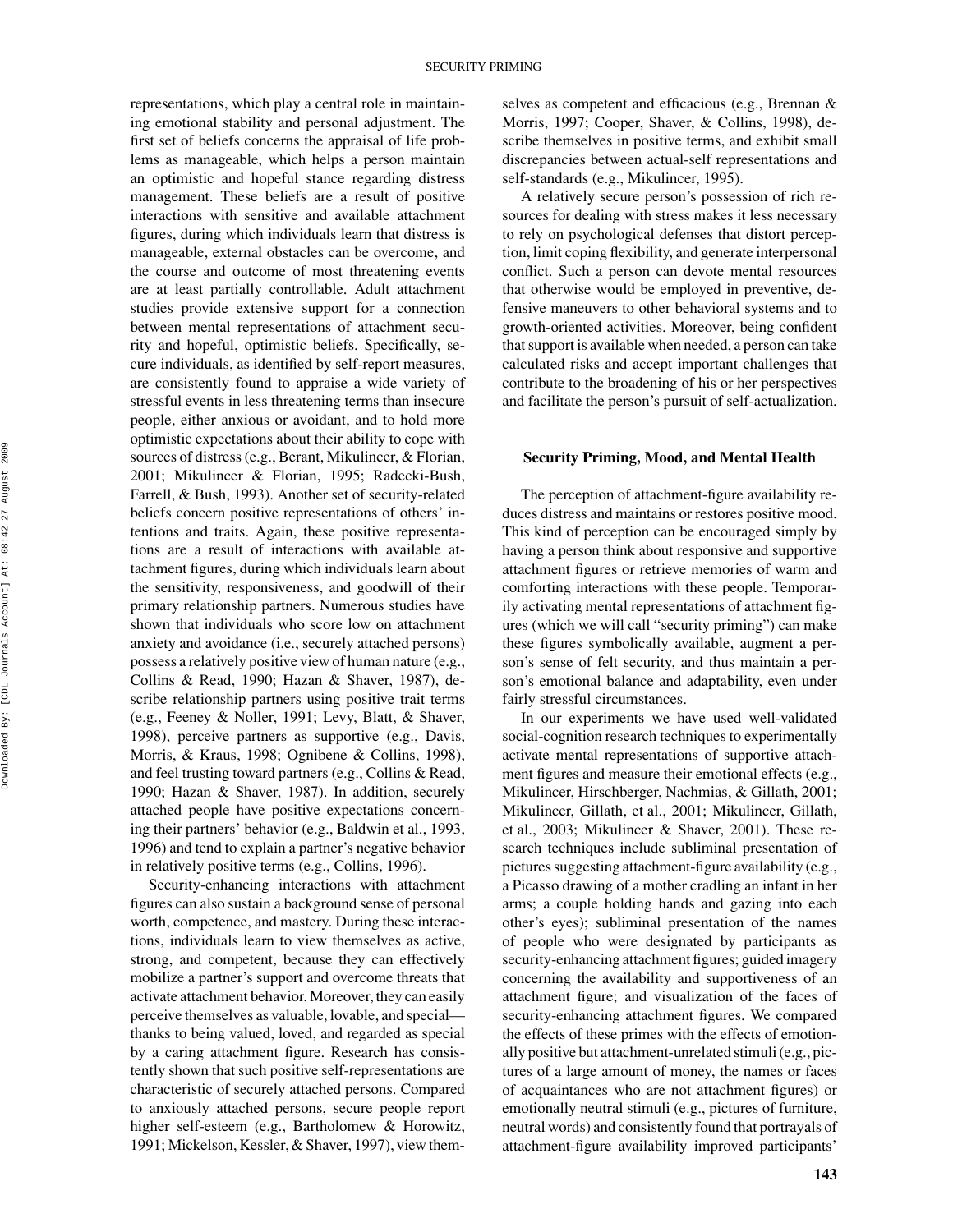representations, which play a central role in maintaining emotional stability and personal adjustment. The first set of beliefs concerns the appraisal of life problems as manageable, which helps a person maintain an optimistic and hopeful stance regarding distress management. These beliefs are a result of positive interactions with sensitive and available attachment figures, during which individuals learn that distress is manageable, external obstacles can be overcome, and the course and outcome of most threatening events are at least partially controllable. Adult attachment studies provide extensive support for a connection between mental representations of attachment security and hopeful, optimistic beliefs. Specifically, secure individuals, as identified by self-report measures, are consistently found to appraise a wide variety of stressful events in less threatening terms than insecure people, either anxious or avoidant, and to hold more optimistic expectations about their ability to cope with sources of distress (e.g., Berant, Mikulincer, & Florian, 2001; Mikulincer & Florian, 1995; Radecki-Bush, Farrell, & Bush, 1993). Another set of security-related beliefs concern positive representations of others' intentions and traits. Again, these positive representations are a result of interactions with available attachment figures, during which individuals learn about the sensitivity, responsiveness, and goodwill of their primary relationship partners. Numerous studies have shown that individuals who score low on attachment anxiety and avoidance (i.e., securely attached persons) possess a relatively positive view of human nature (e.g., Collins & Read, 1990; Hazan & Shaver, 1987), describe relationship partners using positive trait terms (e.g., Feeney & Noller, 1991; Levy, Blatt, & Shaver, 1998), perceive partners as supportive (e.g., Davis, Morris, & Kraus, 1998; Ognibene & Collins, 1998), and feel trusting toward partners (e.g., Collins & Read, 1990; Hazan & Shaver, 1987). In addition, securely attached people have positive expectations concerning their partners' behavior (e.g., Baldwin et al., 1993, 1996) and tend to explain a partner's negative behavior in relatively positive terms (e.g., Collins, 1996).

Security-enhancing interactions with attachment figures can also sustain a background sense of personal worth, competence, and mastery. During these interactions, individuals learn to view themselves as active, strong, and competent, because they can effectively mobilize a partner's support and overcome threats that activate attachment behavior. Moreover, they can easily perceive themselves as valuable, lovable, and special—thanks to being valued, loved, and regarded as special by a caring attachment figure. Research has consistently shown that such positive self-representations are characteristic of securely attached persons. Compared to anxiously attached persons, secure people report higher self-esteem (e.g., Bartholomew & Horowitz, 1991; Mickelson, Kessler, & Shaver, 1997), view themselves as competent and efficacious (e.g., Brennan & Morris, 1997; Cooper, Shaver, & Collins, 1998), describe themselves in positive terms, and exhibit small discrepancies between actual-self representations and self-standards (e.g., Mikulincer, 1995).

A relatively secure person's possession of rich resources for dealing with stress makes it less necessary to rely on psychological defenses that distort perception, limit coping flexibility, and generate interpersonal conflict. Such a person can devote mental resources that otherwise would be employed in preventive, defensive maneuvers to other behavioral systems and to growth-oriented activities. Moreover, being confident that support is available when needed, a person can take calculated risks and accept important challenges that contribute to the broadening of his or her perspectives and facilitate the person's pursuit of self-actualization.

## Security Priming, Mood, and Mental Health

The perception of attachment-figure availability reduces distress and maintains or restores positive mood. This kind of perception can be encouraged simply by having a person think about responsive and supportive attachment figures or retrieve memories of warm and comforting interactions with these people. Temporarily activating mental representations of attachment figures (which we will call "security priming") can make these figures symbolically available, augment a person's sense of felt security, and thus maintain a person's emotional balance and adaptability, even under fairly stressful circumstances.

In our experiments we have used well-validated social-cognition research techniques to experimentally activate mental representations of supportive attachment figures and measure their emotional effects (e.g., Mikulincer, Hirschberger, Nachmias, & Gillath, 2001; Mikulincer, Gillath, et al., 2001; Mikulincer, Gillath, et al., 2003; Mikulincer & Shaver, 2001). These research techniques include subliminal presentation of pictures suggesting attachment-figure availability (e.g., a Picasso drawing of a mother cradling an infant in her arms; a couple holding hands and gazing into each other's eyes); subliminal presentation of the names of people who were designated by participants as security-enhancing attachment figures; guided imagery concerning the availability and supportiveness of an attachment figure; and visualization of the faces of security-enhancing attachment figures. We compared the effects of these primes with the effects of emotionally positive but attachment-unrelated stimuli (e.g., pictures of a large amount of money, the names or faces of acquaintances who are not attachment figures) or emotionally neutral stimuli (e.g., pictures of furniture, neutral words) and consistently found that portrayals of attachment-figure availability improved participants'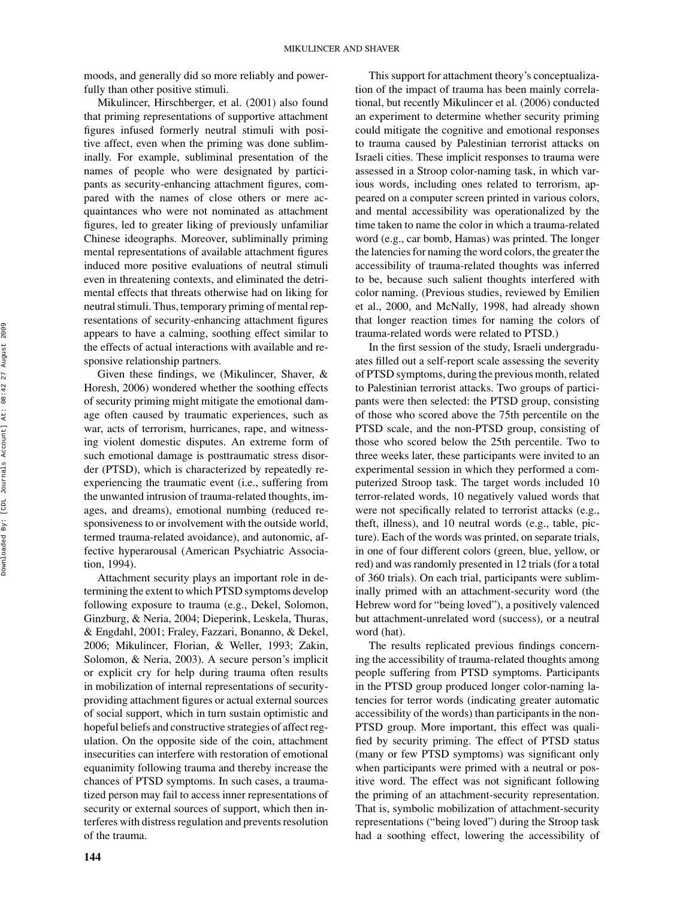moods, and generally did so more reliably and powerfully than other positive stimuli.

Mikulincer, Hirschberger, et al. (2001) also found that priming representations of supportive attachment figures infused formerly neutral stimuli with positive affect, even when the priming was done subliminally. For example, subliminal presentation of the names of people who were designated by participants as security-enhancing attachment figures, compared with the names of close others or mere acquaintances who were not nominated as attachment figures, led to greater liking of previously unfamiliar Chinese ideographs. Moreover, subliminally priming mental representations of available attachment figures induced more positive evaluations of neutral stimuli even in threatening contexts, and eliminated the detrimental effects that threats otherwise had on liking for neutral stimuli. Thus, temporary priming of mental representations of security-enhancing attachment figures appears to have a calming, soothing effect similar to the effects of actual interactions with available and responsive relationship partners.

Given these findings, we (Mikulincer, Shaver, & Horesh, 2006) wondered whether the soothing effects of security priming might mitigate the emotional damage often caused by traumatic experiences, such as war, acts of terrorism, hurricanes, rape, and witnessing violent domestic disputes. An extreme form of such emotional damage is posttraumatic stress disorder (PTSD), which is characterized by repeatedly re-experiencing the traumatic event (i.e., suffering from the unwanted intrusion of trauma-related thoughts, images, and dreams), emotional numbing (reduced responsiveness to or involvement with the outside world, termed trauma-related avoidance), and autonomic, affective hyperarousal (American Psychiatric Association, 1994).

Attachment security plays an important role in determining the extent to which PTSD symptoms develop following exposure to trauma (e.g., Dekel, Solomon, Ginzburg, & Neria, 2004; Dieperink, Leskela, Thuras, & Engdahl, 2001; Fraley, Fazzari, Bonanno, & Dekel, 2006; Mikulincer, Florian, & Weller, 1993; Zakin, Solomon, & Neria, 2003). A secure person's implicit or explicit cry for help during trauma often results in mobilization of internal representations of security-providing attachment figures or actual external sources of social support, which in turn sustain optimistic and hopeful beliefs and constructive strategies of affect regulation. On the opposite side of the coin, attachment insecurities can interfere with restoration of emotional equanimity following trauma and thereby increase the chances of PTSD symptoms. In such cases, a traumatized person may fail to access inner representations of security or external sources of support, which then interferes with distress regulation and prevents resolution of the trauma.

This support for attachment theory's conceptualization of the impact of trauma has been mainly correlational, but recently Mikulincer et al. (2006) conducted an experiment to determine whether security priming could mitigate the cognitive and emotional responses to trauma caused by Palestinian terrorist attacks on Israeli cities. These implicit responses to trauma were assessed in a Stroop color-naming task, in which various words, including ones related to terrorism, appeared on a computer screen printed in various colors, and mental accessibility was operationalized by the time taken to name the color in which a trauma-related word (e.g., car bomb, Hamas) was printed. The longer the latencies for naming the word colors, the greater the accessibility of trauma-related thoughts was inferred to be, because such salient thoughts interfered with color naming. (Previous studies, reviewed by Emilien et al., 2000, and McNally, 1998, had already shown that longer reaction times for naming the colors of trauma-related words were related to PTSD.)

In the first session of the study, Israeli undergraduates filled out a self-report scale assessing the severity of PTSD symptoms, during the previous month, related to Palestinian terrorist attacks. Two groups of participants were then selected: the PTSD group, consisting of those who scored above the 75th percentile on the PTSD scale, and the non-PTSD group, consisting of those who scored below the 25th percentile. Two to three weeks later, these participants were invited to an experimental session in which they performed a computerized Stroop task. The target words included 10 terror-related words, 10 negatively valued words that were not specifically related to terrorist attacks (e.g., theft, illness), and 10 neutral words (e.g., table, picture). Each of the words was printed, on separate trials, in one of four different colors (green, blue, yellow, or red) and was randomly presented in 12 trials (for a total of 360 trials). On each trial, participants were subliminally primed with an attachment-security word (the Hebrew word for "being loved"), a positively valenced but attachment-unrelated word (success), or a neutral word (hat).

The results replicated previous findings concerning the accessibility of trauma-related thoughts among people suffering from PTSD symptoms. Participants in the PTSD group produced longer color-naming latencies for terror words (indicating greater automatic accessibility of the words) than participants in the non-PTSD group. More important, this effect was qualified by security priming. The effect of PTSD status (many or few PTSD symptoms) was significant only when participants were primed with a neutral or positive word. The effect was not significant following the priming of an attachment-security representation. That is, symbolic mobilization of attachment-security representations ("being loved") during the Stroop task had a soothing effect, lowering the accessibility of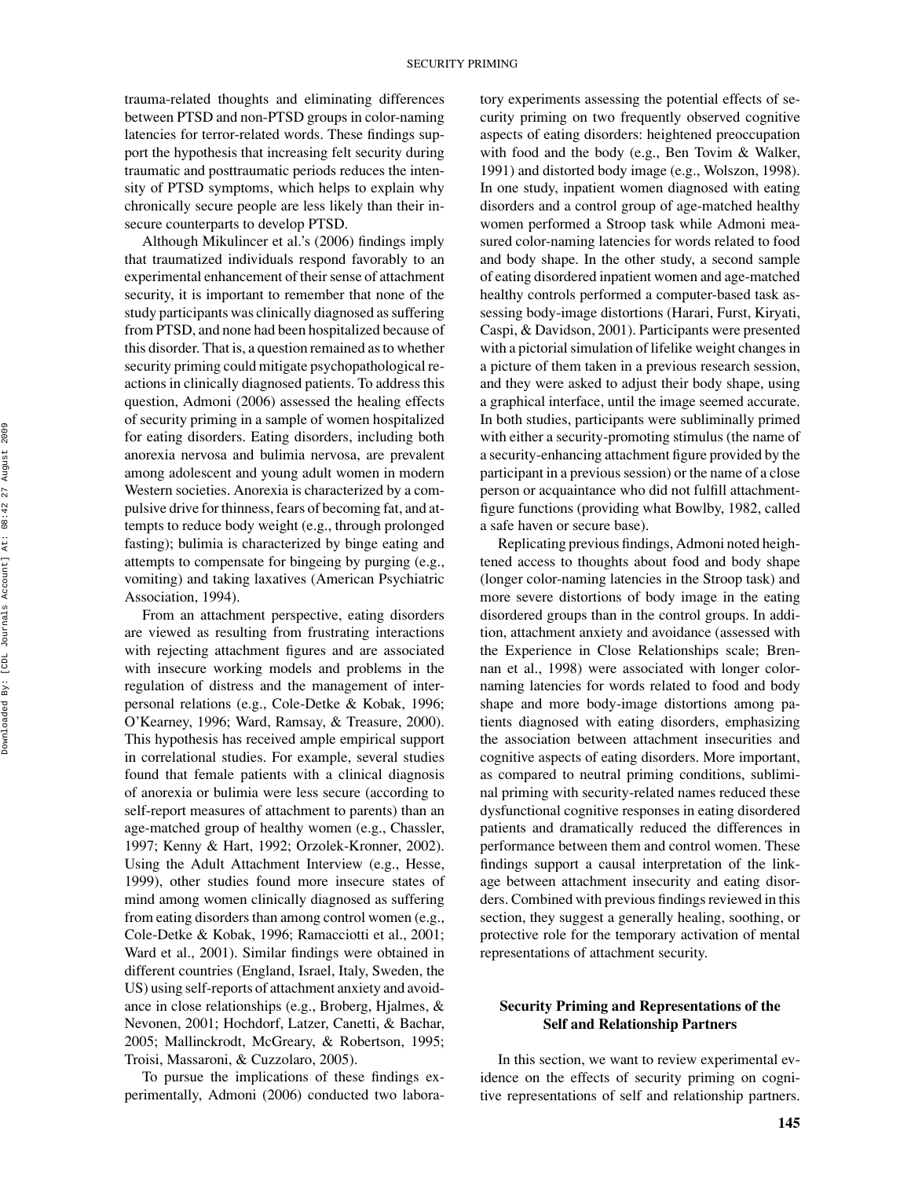trauma-related thoughts and eliminating differences between PTSD and non-PTSD groups in color-naming latencies for terror-related words. These findings support the hypothesis that increasing felt security during traumatic and posttraumatic periods reduces the intensity of PTSD symptoms, which helps to explain why chronically secure people are less likely than their insecure counterparts to develop PTSD.

Although Mikulincer et al.'s (2006) findings imply that traumatized individuals respond favorably to an experimental enhancement of their sense of attachment security, it is important to remember that none of the study participants was clinically diagnosed as suffering from PTSD, and none had been hospitalized because of this disorder. That is, a question remained as to whether security priming could mitigate psychopathological reactions in clinically diagnosed patients. To address this question, Admoni (2006) assessed the healing effects of security priming in a sample of women hospitalized for eating disorders. Eating disorders, including both anorexia nervosa and bulimia nervosa, are prevalent among adolescent and young adult women in modern Western societies. Anorexia is characterized by a compulsive drive for thinness, fears of becoming fat, and attempts to reduce body weight (e.g., through prolonged fasting); bulimia is characterized by binge eating and attempts to compensate for bingeing by purging (e.g., vomiting) and taking laxatives (American Psychiatric Association, 1994).

From an attachment perspective, eating disorders are viewed as resulting from frustrating interactions with rejecting attachment figures and are associated with insecure working models and problems in the regulation of distress and the management of interpersonal relations (e.g., Cole-Detke & Kobak, 1996; O'Kearney, 1996; Ward, Ramsay, & Treasure, 2000). This hypothesis has received ample empirical support in correlational studies. For example, several studies found that female patients with a clinical diagnosis of anorexia or bulimia were less secure (according to self-report measures of attachment to parents) than an age-matched group of healthy women (e.g., Chassler, 1997; Kenny & Hart, 1992; Orzolek-Kronner, 2002). Using the Adult Attachment Interview (e.g., Hesse, 1999), other studies found more insecure states of mind among women clinically diagnosed as suffering from eating disorders than among control women (e.g., Cole-Detke & Kobak, 1996; Ramacciotti et al., 2001; Ward et al., 2001). Similar findings were obtained in different countries (England, Israel, Italy, Sweden, the US) using self-reports of attachment anxiety and avoidance in close relationships (e.g., Broberg, Hjalmes, & Nevonen, 2001; Hochdorf, Latzer, Canetti, & Bachar, 2005; Mallinckrodt, McGreary, & Robertson, 1995; Troisi, Massaroni, & Cuzzolaro, 2005).

To pursue the implications of these findings experimentally, Admoni (2006) conducted two laboratory experiments assessing the potential effects of security priming on two frequently observed cognitive aspects of eating disorders: heightened preoccupation with food and the body (e.g., Ben Tovim & Walker, 1991) and distorted body image (e.g., Wolszon, 1998). In one study, inpatient women diagnosed with eating disorders and a control group of age-matched healthy women performed a Stroop task while Admoni measured color-naming latencies for words related to food and body shape. In the other study, a second sample of eating disordered inpatient women and age-matched healthy controls performed a computer-based task assessing body-image distortions (Harari, Furst, Kiryati, Caspi, & Davidson, 2001). Participants were presented with a pictorial simulation of lifelike weight changes in a picture of them taken in a previous research session, and they were asked to adjust their body shape, using a graphical interface, until the image seemed accurate. In both studies, participants were subliminally primed with either a security-promoting stimulus (the name of a security-enhancing attachment figure provided by the participant in a previous session) or the name of a close person or acquaintance who did not fulfill attachment-figure functions (providing what Bowlby, 1982, called a safe haven or secure base).

Replicating previous findings, Admoni noted heightened access to thoughts about food and body shape (longer color-naming latencies in the Stroop task) and more severe distortions of body image in the eating disordered groups than in the control groups. In addition, attachment anxiety and avoidance (assessed with the Experience in Close Relationships scale; Brennan et al., 1998) were associated with longer color-naming latencies for words related to food and body shape and more body-image distortions among patients diagnosed with eating disorders, emphasizing the association between attachment insecurities and cognitive aspects of eating disorders. More important, as compared to neutral priming conditions, subliminal priming with security-related names reduced these dysfunctional cognitive responses in eating disordered patients and dramatically reduced the differences in performance between them and control women. These findings support a causal interpretation of the linkage between attachment insecurity and eating disorders. Combined with previous findings reviewed in this section, they suggest a generally healing, soothing, or protective role for the temporary activation of mental representations of attachment security.

### Security Priming and Representations of the Self and Relationship Partners

In this section, we want to review experimental evidence on the effects of security priming on cognitive representations of self and relationship partners.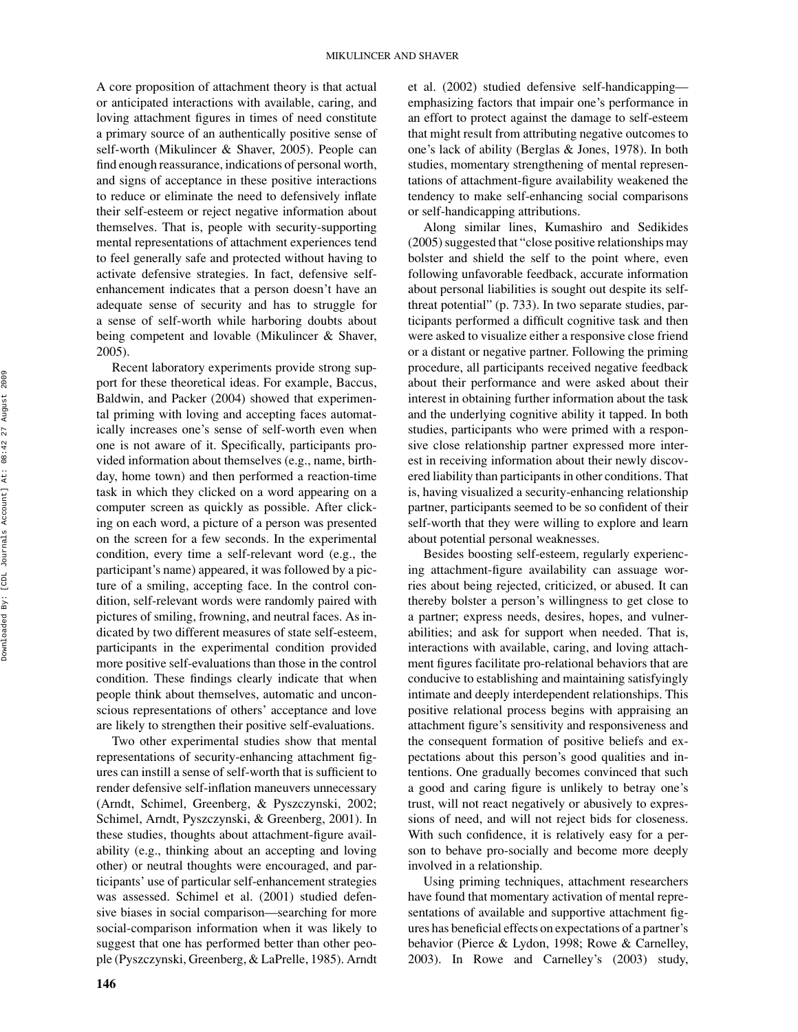A core proposition of attachment theory is that actual or anticipated interactions with available, caring, and loving attachment figures in times of need constitute a primary source of an authentically positive sense of self-worth (Mikulincer & Shaver, 2005). People can find enough reassurance, indications of personal worth, and signs of acceptance in these positive interactions to reduce or eliminate the need to defensively inflate their self-esteem or reject negative information about themselves. That is, people with security-supporting mental representations of attachment experiences tend to feel generally safe and protected without having to activate defensive strategies. In fact, defensive self-enhancement indicates that a person doesn't have an adequate sense of security and has to struggle for a sense of self-worth while harboring doubts about being competent and lovable (Mikulincer & Shaver, 2005).

Recent laboratory experiments provide strong support for these theoretical ideas. For example, Baccus, Baldwin, and Packer (2004) showed that experimental priming with loving and accepting faces automatically increases one's sense of self-worth even when one is not aware of it. Specifically, participants provided information about themselves (e.g., name, birthday, home town) and then performed a reaction-time task in which they clicked on a word appearing on a computer screen as quickly as possible. After clicking on each word, a picture of a person was presented on the screen for a few seconds. In the experimental condition, every time a self-relevant word (e.g., the participant's name) appeared, it was followed by a picture of a smiling, accepting face. In the control condition, self-relevant words were randomly paired with pictures of smiling, frowning, and neutral faces. As indicated by two different measures of state self-esteem, participants in the experimental condition provided more positive self-evaluations than those in the control condition. These findings clearly indicate that when people think about themselves, automatic and unconscious representations of others' acceptance and love are likely to strengthen their positive self-evaluations.

Two other experimental studies show that mental representations of security-enhancing attachment figures can instill a sense of self-worth that is sufficient to render defensive self-inflation maneuvers unnecessary (Arndt, Schimel, Greenberg, & Pyszczynski, 2002; Schimel, Arndt, Pyszczynski, & Greenberg, 2001). In these studies, thoughts about attachment-figure availability (e.g., thinking about an accepting and loving other) or neutral thoughts were encouraged, and participants' use of particular self-enhancement strategies was assessed. Schimel et al. (2001) studied defensive biases in social comparison—searching for more social-comparison information when it was likely to suggest that one has performed better than other people (Pyszczynski, Greenberg, & LaPrelle, 1985). Arndt et al. (2002) studied defensive self-handicapping—emphasizing factors that impair one's performance in an effort to protect against the damage to self-esteem that might result from attributing negative outcomes to one's lack of ability (Berglas & Jones, 1978). In both studies, momentary strengthening of mental representations of attachment-figure availability weakened the tendency to make self-enhancing social comparisons or self-handicapping attributions.

Along similar lines, Kumashiro and Sedikides (2005) suggested that "close positive relationships may bolster and shield the self to the point where, even following unfavorable feedback, accurate information about personal liabilities is sought out despite its self-threat potential" (p. 733). In two separate studies, participants performed a difficult cognitive task and then were asked to visualize either a responsive close friend or a distant or negative partner. Following the priming procedure, all participants received negative feedback about their performance and were asked about their interest in obtaining further information about the task and the underlying cognitive ability it tapped. In both studies, participants who were primed with a responsive close relationship partner expressed more interest in receiving information about their newly discovered liability than participants in other conditions. That is, having visualized a security-enhancing relationship partner, participants seemed to be so confident of their self-worth that they were willing to explore and learn about potential personal weaknesses.

Besides boosting self-esteem, regularly experiencing attachment-figure availability can assuage worries about being rejected, criticized, or abused. It can thereby bolster a person's willingness to get close to a partner; express needs, desires, hopes, and vulnerabilities; and ask for support when needed. That is, interactions with available, caring, and loving attachment figures facilitate pro-relational behaviors that are conducive to establishing and maintaining satisfyingly intimate and deeply interdependent relationships. This positive relational process begins with appraising an attachment figure's sensitivity and responsiveness and the consequent formation of positive beliefs and expectations about this person's good qualities and intentions. One gradually becomes convinced that such a good and caring figure is unlikely to betray one's trust, will not react negatively or abusively to expressions of need, and will not reject bids for closeness. With such confidence, it is relatively easy for a person to behave pro-socially and become more deeply involved in a relationship.

Using priming techniques, attachment researchers have found that momentary activation of mental representations of available and supportive attachment figures has beneficial effects on expectations of a partner's behavior (Pierce & Lydon, 1998; Rowe & Carnelley, 2003). In Rowe and Carnelley's (2003) study,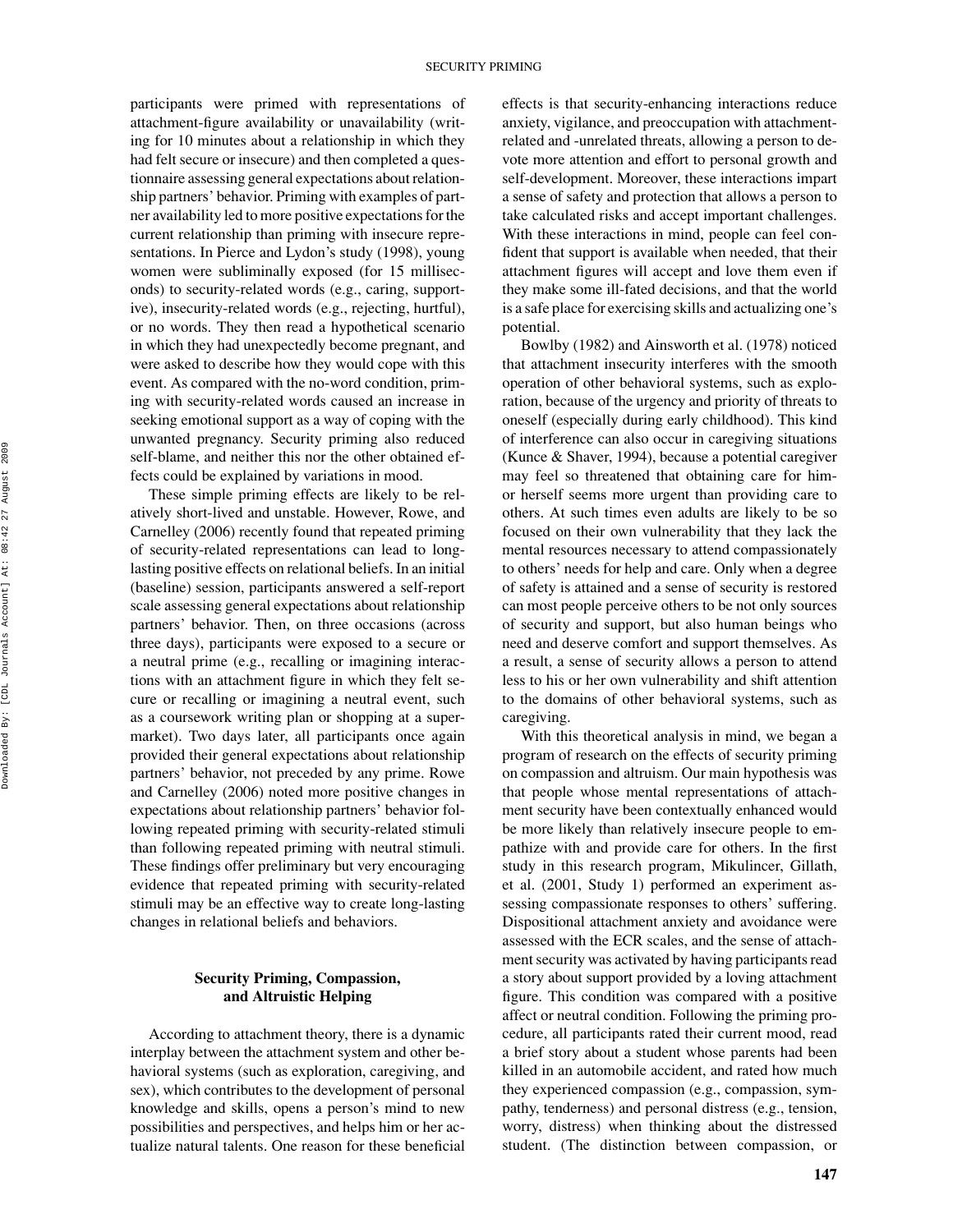participants were primed with representations of attachment-figure availability or unavailability (writing for 10 minutes about a relationship in which they had felt secure or insecure) and then completed a questionnaire assessing general expectations about relationship partners' behavior. Priming with examples of partner availability led to more positive expectations for the current relationship than priming with insecure representations. In Pierce and Lydon's study (1998), young women were subliminally exposed (for 15 milliseconds) to security-related words (e.g., caring, supportive), insecurity-related words (e.g., rejecting, hurtful), or no words. They then read a hypothetical scenario in which they had unexpectedly become pregnant, and were asked to describe how they would cope with this event. As compared with the no-word condition, priming with security-related words caused an increase in seeking emotional support as a way of coping with the unwanted pregnancy. Security priming also reduced self-blame, and neither this nor the other obtained effects could be explained by variations in mood.

These simple priming effects are likely to be relatively short-lived and unstable. However, Rowe, and Carnelley (2006) recently found that repeated priming of security-related representations can lead to long-lasting positive effects on relational beliefs. In an initial (baseline) session, participants answered a self-report scale assessing general expectations about relationship partners' behavior. Then, on three occasions (across three days), participants were exposed to a secure or a neutral prime (e.g., recalling or imagining interactions with an attachment figure in which they felt secure or recalling or imagining a neutral event, such as a coursework writing plan or shopping at a supermarket). Two days later, all participants once again provided their general expectations about relationship partners' behavior, not preceded by any prime. Rowe and Carnelley (2006) noted more positive changes in expectations about relationship partners' behavior following repeated priming with security-related stimuli than following repeated priming with neutral stimuli. These findings offer preliminary but very encouraging evidence that repeated priming with security-related stimuli may be an effective way to create long-lasting changes in relational beliefs and behaviors.

## Security Priming, Compassion, and Altruistic Helping

According to attachment theory, there is a dynamic interplay between the attachment system and other behavioral systems (such as exploration, caregiving, and sex), which contributes to the development of personal knowledge and skills, opens a person's mind to new possibilities and perspectives, and helps him or her actualize natural talents. One reason for these beneficial effects is that security-enhancing interactions reduce anxiety, vigilance, and preoccupation with attachment-related and -unrelated threats, allowing a person to devote more attention and effort to personal growth and self-development. Moreover, these interactions impart a sense of safety and protection that allows a person to take calculated risks and accept important challenges. With these interactions in mind, people can feel confident that support is available when needed, that their attachment figures will accept and love them even if they make some ill-fated decisions, and that the world is a safe place for exercising skills and actualizing one's potential.

Bowlby (1982) and Ainsworth et al. (1978) noticed that attachment insecurity interferes with the smooth operation of other behavioral systems, such as exploration, because of the urgency and priority of threats to oneself (especially during early childhood). This kind of interference can also occur in caregiving situations (Kunce & Shaver, 1994), because a potential caregiver may feel so threatened that obtaining care for him- or herself seems more urgent than providing care to others. At such times even adults are likely to be so focused on their own vulnerability that they lack the mental resources necessary to attend compassionately to others' needs for help and care. Only when a degree of safety is attained and a sense of security is restored can most people perceive others to be not only sources of security and support, but also human beings who need and deserve comfort and support themselves. As a result, a sense of security allows a person to attend less to his or her own vulnerability and shift attention to the domains of other behavioral systems, such as caregiving.

With this theoretical analysis in mind, we began a program of research on the effects of security priming on compassion and altruism. Our main hypothesis was that people whose mental representations of attachment security have been contextually enhanced would be more likely than relatively insecure people to empathize with and provide care for others. In the first study in this research program, Mikulincer, Gillath, et al. (2001, Study 1) performed an experiment assessing compassionate responses to others' suffering. Dispositional attachment anxiety and avoidance were assessed with the ECR scales, and the sense of attachment security was activated by having participants read a story about support provided by a loving attachment figure. This condition was compared with a positive affect or neutral condition. Following the priming procedure, all participants rated their current mood, read a brief story about a student whose parents had been killed in an automobile accident, and rated how much they experienced compassion (e.g., compassion, sympathy, tenderness) and personal distress (e.g., tension, worry, distress) when thinking about the distressed student. (The distinction between compassion, or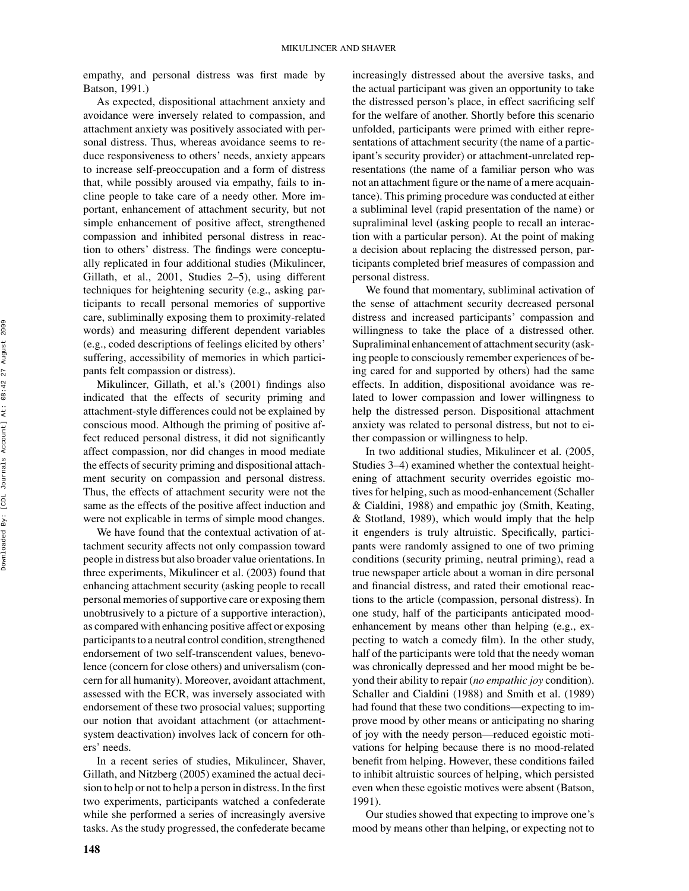empathy, and personal distress was first made by Batson, 1991.)

As expected, dispositional attachment anxiety and avoidance were inversely related to compassion, and attachment anxiety was positively associated with personal distress. Thus, whereas avoidance seems to reduce responsiveness to others' needs, anxiety appears to increase self-preoccupation and a form of distress that, while possibly aroused via empathy, fails to incline people to take care of a needy other. More important, enhancement of attachment security, but not simple enhancement of positive affect, strengthened compassion and inhibited personal distress in reaction to others' distress. The findings were conceptually replicated in four additional studies (Mikulincer, Gillath, et al., 2001, Studies 2–5), using different techniques for heightening security (e.g., asking participants to recall personal memories of supportive care, subliminally exposing them to proximity-related words) and measuring different dependent variables (e.g., coded descriptions of feelings elicited by others' suffering, accessibility of memories in which participants felt compassion or distress).

Mikulincer, Gillath, et al.'s (2001) findings also indicated that the effects of security priming and attachment-style differences could not be explained by conscious mood. Although the priming of positive affect reduced personal distress, it did not significantly affect compassion, nor did changes in mood mediate the effects of security priming and dispositional attachment security on compassion and personal distress. Thus, the effects of attachment security were not the same as the effects of the positive affect induction and were not explicable in terms of simple mood changes.

We have found that the contextual activation of attachment security affects not only compassion toward people in distress but also broader value orientations. In three experiments, Mikulincer et al. (2003) found that enhancing attachment security (asking people to recall personal memories of supportive care or exposing them unobtrusively to a picture of a supportive interaction), as compared with enhancing positive affect or exposing participants to a neutral control condition, strengthened endorsement of two self-transcendent values, benevolence (concern for close others) and universalism (concern for all humanity). Moreover, avoidant attachment, assessed with the ECR, was inversely associated with endorsement of these two prosocial values; supporting our notion that avoidant attachment (or attachment-system deactivation) involves lack of concern for others' needs.

In a recent series of studies, Mikulincer, Shaver, Gillath, and Nitzberg (2005) examined the actual decision to help or not to help a person in distress. In the first two experiments, participants watched a confederate while she performed a series of increasingly aversive tasks. As the study progressed, the confederate became increasingly distressed about the aversive tasks, and the actual participant was given an opportunity to take the distressed person's place, in effect sacrificing self for the welfare of another. Shortly before this scenario unfolded, participants were primed with either representations of attachment security (the name of a participant's security provider) or attachment-unrelated representations (the name of a familiar person who was not an attachment figure or the name of a mere acquaintance). This priming procedure was conducted at either a subliminal level (rapid presentation of the name) or supraliminal level (asking people to recall an interaction with a particular person). At the point of making a decision about replacing the distressed person, participants completed brief measures of compassion and personal distress.

We found that momentary, subliminal activation of the sense of attachment security decreased personal distress and increased participants' compassion and willingness to take the place of a distressed other. Supraliminal enhancement of attachment security (asking people to consciously remember experiences of being cared for and supported by others) had the same effects. In addition, dispositional avoidance was related to lower compassion and lower willingness to help the distressed person. Dispositional attachment anxiety was related to personal distress, but not to either compassion or willingness to help.

In two additional studies, Mikulincer et al. (2005, Studies 3–4) examined whether the contextual heightening of attachment security overrides egoistic motives for helping, such as mood-enhancement (Schaller & Cialdini, 1988) and empathic joy (Smith, Keating, & Stotland, 1989), which would imply that the help it engenders is truly altruistic. Specifically, participants were randomly assigned to one of two priming conditions (security priming, neutral priming), read a true newspaper article about a woman in dire personal and financial distress, and rated their emotional reactions to the article (compassion, personal distress). In one study, half of the participants anticipated mood-enhancement by means other than helping (e.g., expecting to watch a comedy film). In the other study, half of the participants were told that the needy woman was chronically depressed and her mood might be beyond their ability to repair (*no empathic joy* condition). Schaller and Cialdini (1988) and Smith et al. (1989) had found that these two conditions—expecting to improve mood by other means or anticipating no sharing of joy with the needy person—reduced egoistic motivations for helping because there is no mood-related benefit from helping. However, these conditions failed to inhibit altruistic sources of helping, which persisted even when these egoistic motives were absent (Batson, 1991).

Our studies showed that expecting to improve one's mood by means other than helping, or expecting not to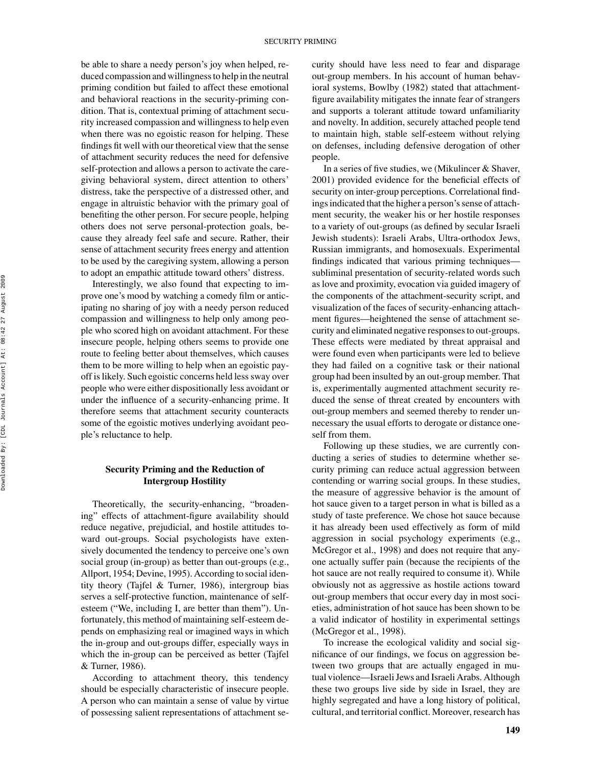be able to share a needy person's joy when helped, reduced compassion and willingness to help in the neutral priming condition but failed to affect these emotional and behavioral reactions in the security-priming condition. That is, contextual priming of attachment security increased compassion and willingness to help even when there was no egoistic reason for helping. These findings fit well with our theoretical view that the sense of attachment security reduces the need for defensive self-protection and allows a person to activate the caregiving behavioral system, direct attention to others' distress, take the perspective of a distressed other, and engage in altruistic behavior with the primary goal of benefiting the other person. For secure people, helping others does not serve personal-protection goals, because they already feel safe and secure. Rather, their sense of attachment security frees energy and attention to be used by the caregiving system, allowing a person to adopt an empathic attitude toward others' distress.

Interestingly, we also found that expecting to improve one's mood by watching a comedy film or anticipating no sharing of joy with a needy person reduced compassion and willingness to help only among people who scored high on avoidant attachment. For these insecure people, helping others seems to provide one route to feeling better about themselves, which causes them to be more willing to help when an egoistic payoff is likely. Such egoistic concerns held less sway over people who were either dispositionally less avoidant or under the influence of a security-enhancing prime. It therefore seems that attachment security counteracts some of the egoistic motives underlying avoidant people's reluctance to help.

## Security Priming and the Reduction of Intergroup Hostility

Theoretically, the security-enhancing, "broadening" effects of attachment-figure availability should reduce negative, prejudicial, and hostile attitudes toward out-groups. Social psychologists have extensively documented the tendency to perceive one's own social group (in-group) as better than out-groups (e.g., Allport, 1954; Devine, 1995). According to social identity theory (Tajfel & Turner, 1986), intergroup bias serves a self-protective function, maintenance of self-esteem ("We, including I, are better than them"). Unfortunately, this method of maintaining self-esteem depends on emphasizing real or imagined ways in which the in-group and out-groups differ, especially ways in which the in-group can be perceived as better (Tajfel & Turner, 1986).

According to attachment theory, this tendency should be especially characteristic of insecure people. A person who can maintain a sense of value by virtue of possessing salient representations of attachment security should have less need to fear and disparage out-group members. In his account of human behavioral systems, Bowlby (1982) stated that attachment-figure availability mitigates the innate fear of strangers and supports a tolerant attitude toward unfamiliarity and novelty. In addition, securely attached people tend to maintain high, stable self-esteem without relying on defenses, including defensive derogation of other people.

In a series of five studies, we (Mikulincer & Shaver, 2001) provided evidence for the beneficial effects of security on inter-group perceptions. Correlational findings indicated that the higher a person's sense of attachment security, the weaker his or her hostile responses to a variety of out-groups (as defined by secular Israeli Jewish students): Israeli Arabs, Ultra-orthodox Jews, Russian immigrants, and homosexuals. Experimental findings indicated that various priming techniques—subliminal presentation of security-related words such as love and proximity, evocation via guided imagery of the components of the attachment-security script, and visualization of the faces of security-enhancing attachment figures—heightened the sense of attachment security and eliminated negative responses to out-groups. These effects were mediated by threat appraisal and were found even when participants were led to believe they had failed on a cognitive task or their national group had been insulted by an out-group member. That is, experimentally augmented attachment security reduced the sense of threat created by encounters with out-group members and seemed thereby to render unnecessary the usual efforts to derogate or distance oneself from them.

Following up these studies, we are currently conducting a series of studies to determine whether security priming can reduce actual aggression between contending or warring social groups. In these studies, the measure of aggressive behavior is the amount of hot sauce given to a target person in what is billed as a study of taste preference. We chose hot sauce because it has already been used effectively as form of mild aggression in social psychology experiments (e.g., McGregor et al., 1998) and does not require that anyone actually suffer pain (because the recipients of the hot sauce are not really required to consume it). While obviously not as aggressive as hostile actions toward out-group members that occur every day in most societies, administration of hot sauce has been shown to be a valid indicator of hostility in experimental settings (McGregor et al., 1998).

To increase the ecological validity and social significance of our findings, we focus on aggression between two groups that are actually engaged in mutual violence—Israeli Jews and Israeli Arabs. Although these two groups live side by side in Israel, they are highly segregated and have a long history of political, cultural, and territorial conflict. Moreover, research has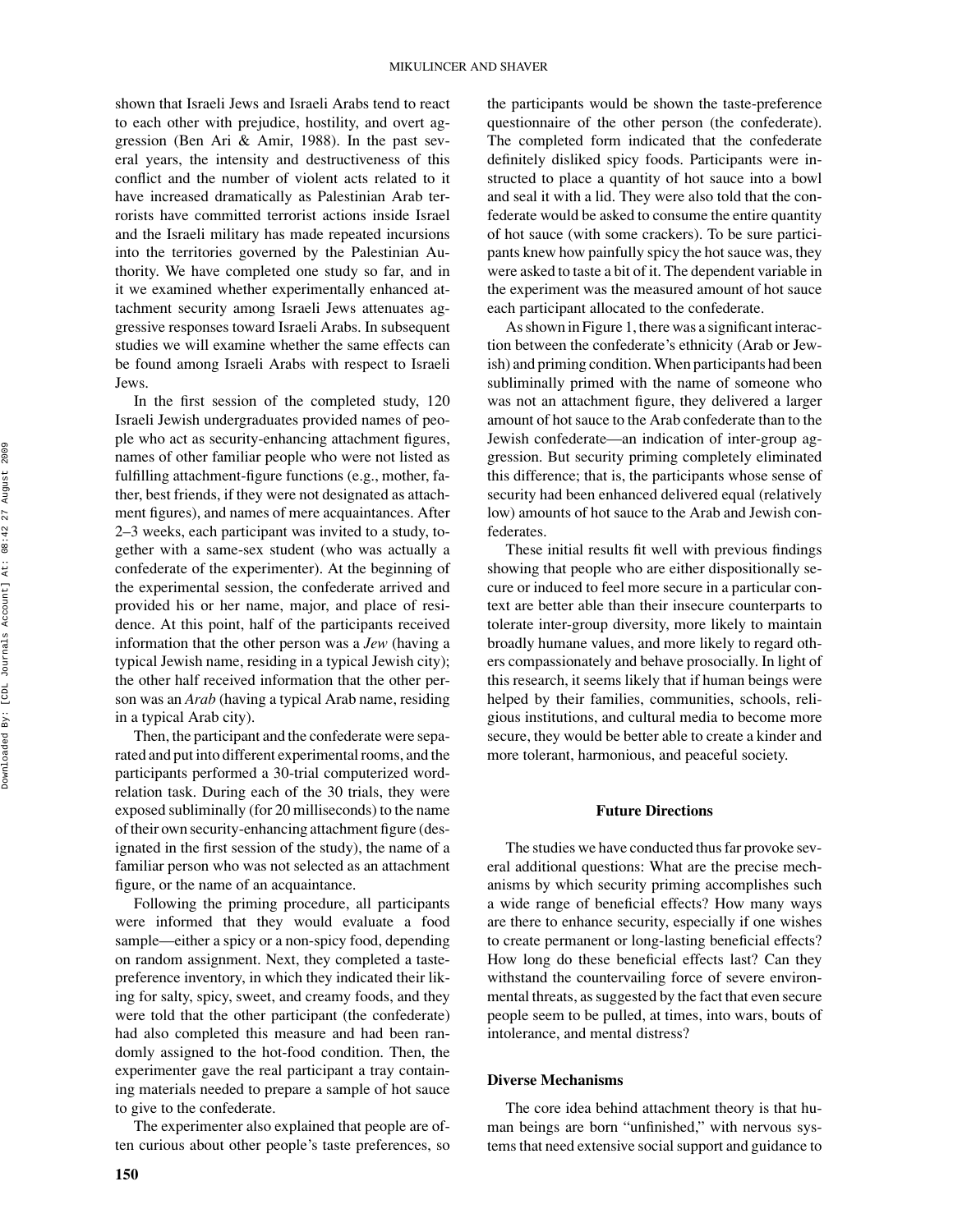shown that Israeli Jews and Israeli Arabs tend to react to each other with prejudice, hostility, and overt aggression (Ben Ari & Amir, 1988). In the past several years, the intensity and destructiveness of this conflict and the number of violent acts related to it have increased dramatically as Palestinian Arab terrorists have committed terrorist actions inside Israel and the Israeli military has made repeated incursions into the territories governed by the Palestinian Authority. We have completed one study so far, and in it we examined whether experimentally enhanced attachment security among Israeli Jews attenuates aggressive responses toward Israeli Arabs. In subsequent studies we will examine whether the same effects can be found among Israeli Arabs with respect to Israeli Jews.

In the first session of the completed study, 120 Israeli Jewish undergraduates provided names of people who act as security-enhancing attachment figures, names of other familiar people who were not listed as fulfilling attachment-figure functions (e.g., mother, father, best friends, if they were not designated as attachment figures), and names of mere acquaintances. After 2–3 weeks, each participant was invited to a study, together with a same-sex student (who was actually a confederate of the experimenter). At the beginning of the experimental session, the confederate arrived and provided his or her name, major, and place of residence. At this point, half of the participants received information that the other person was a *Jew* (having a typical Jewish name, residing in a typical Jewish city); the other half received information that the other person was an *Arab* (having a typical Arab name, residing in a typical Arab city).

Then, the participant and the confederate were separated and put into different experimental rooms, and the participants performed a 30-trial computerized word-relation task. During each of the 30 trials, they were exposed subliminally (for 20 milliseconds) to the name of their own security-enhancing attachment figure (designated in the first session of the study), the name of a familiar person who was not selected as an attachment figure, or the name of an acquaintance.

Following the priming procedure, all participants were informed that they would evaluate a food sample—either a spicy or a non-spicy food, depending on random assignment. Next, they completed a taste-preference inventory, in which they indicated their liking for salty, spicy, sweet, and creamy foods, and they were told that the other participant (the confederate) had also completed this measure and had been randomly assigned to the hot-food condition. Then, the experimenter gave the real participant a tray containing materials needed to prepare a sample of hot sauce to give to the confederate.

The experimenter also explained that people are often curious about other people's taste preferences, so the participants would be shown the taste-preference questionnaire of the other person (the confederate). The completed form indicated that the confederate definitely disliked spicy foods. Participants were instructed to place a quantity of hot sauce into a bowl and seal it with a lid. They were also told that the confederate would be asked to consume the entire quantity of hot sauce (with some crackers). To be sure participants knew how painfully spicy the hot sauce was, they were asked to taste a bit of it. The dependent variable in the experiment was the measured amount of hot sauce each participant allocated to the confederate.

As shown in Figure 1, there was a significant interaction between the confederate's ethnicity (Arab or Jewish) and priming condition. When participants had been subliminally primed with the name of someone who was not an attachment figure, they delivered a larger amount of hot sauce to the Arab confederate than to the Jewish confederate—an indication of inter-group aggression. But security priming completely eliminated this difference; that is, the participants whose sense of security had been enhanced delivered equal (relatively low) amounts of hot sauce to the Arab and Jewish confederates.

These initial results fit well with previous findings showing that people who are either dispositionally secure or induced to feel more secure in a particular context are better able than their insecure counterparts to tolerate inter-group diversity, more likely to maintain broadly humane values, and more likely to regard others compassionately and behave prosocially. In light of this research, it seems likely that if human beings were helped by their families, communities, schools, religious institutions, and cultural media to become more secure, they would be better able to create a kinder and more tolerant, harmonious, and peaceful society.

## Future Directions

The studies we have conducted thus far provoke several additional questions: What are the precise mechanisms by which security priming accomplishes such a wide range of beneficial effects? How many ways are there to enhance security, especially if one wishes to create permanent or long-lasting beneficial effects? How long do these beneficial effects last? Can they withstand the countervailing force of severe environmental threats, as suggested by the fact that even secure people seem to be pulled, at times, into wars, bouts of intolerance, and mental distress?

### Diverse Mechanisms

The core idea behind attachment theory is that human beings are born "unfinished," with nervous systems that need extensive social support and guidance to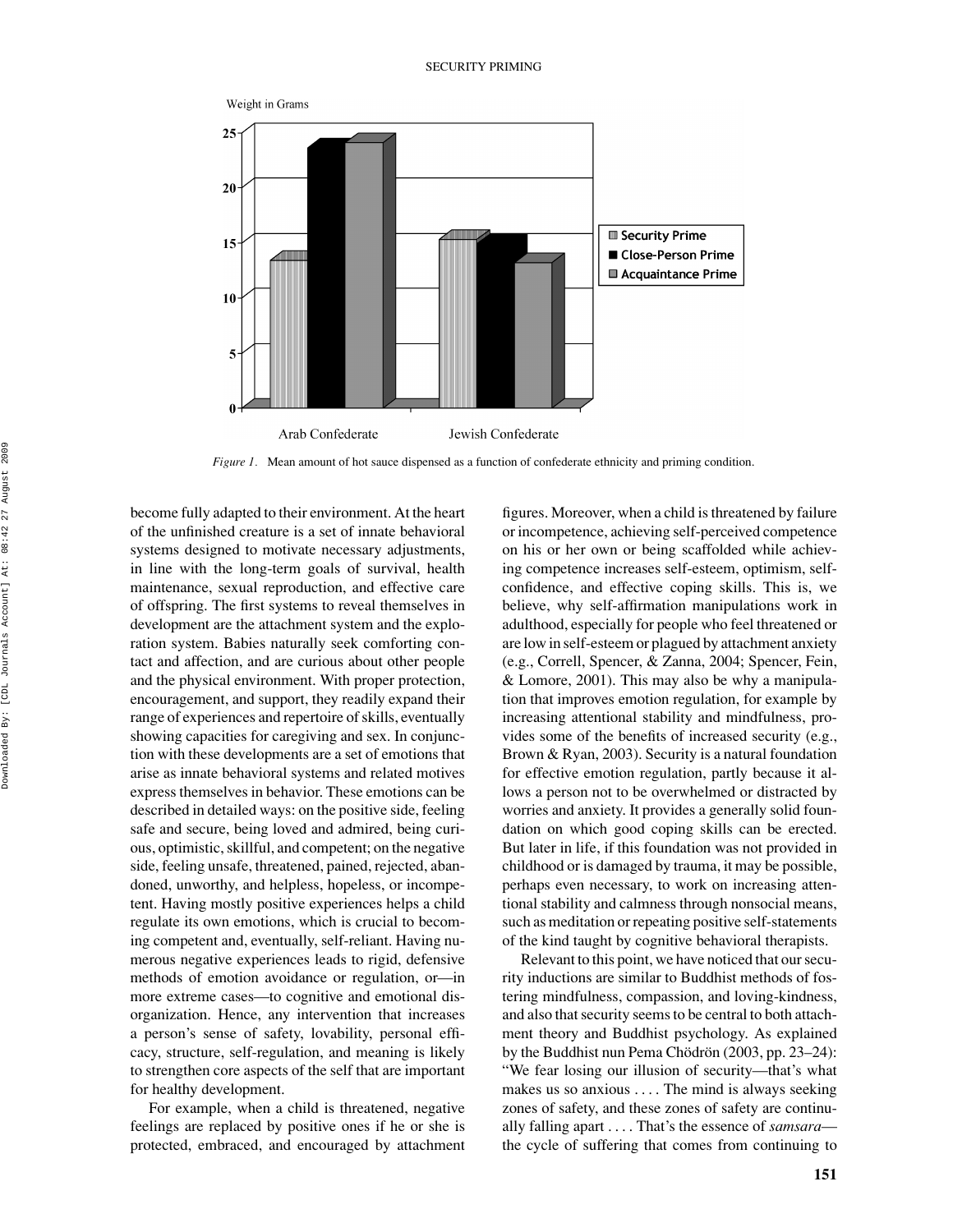Weight in Grams

25

20

15

10

5

0

Security Prime

Close-Person Prime

Acquaintance Prime

Arab Confederate

Jewish Confederate

*Figure 1*. Mean amount of hot sauce dispensed as a function of confederate ethnicity and priming condition.

become fully adapted to their environment. At the heart of the unfinished creature is a set of innate behavioral systems designed to motivate necessary adjustments, in line with the long-term goals of survival, health maintenance, sexual reproduction, and effective care of offspring. The first systems to reveal themselves in development are the attachment system and the exploration system. Babies naturally seek comforting contact and affection, and are curious about other people and the physical environment. With proper protection, encouragement, and support, they readily expand their range of experiences and repertoire of skills, eventually showing capacities for caregiving and sex. In conjunction with these developments are a set of emotions that arise as innate behavioral systems and related motives express themselves in behavior. These emotions can be described in detailed ways: on the positive side, feeling safe and secure, being loved and admired, being curious, optimistic, skillful, and competent; on the negative side, feeling unsafe, threatened, pained, rejected, abandoned, unworthy, and helpless, hopeless, or incompetent. Having mostly positive experiences helps a child regulate its own emotions, which is crucial to becoming competent and, eventually, self-reliant. Having numerous negative experiences leads to rigid, defensive methods of emotion avoidance or regulation, or—in more extreme cases—to cognitive and emotional disorganization. Hence, any intervention that increases a person's sense of safety, lovability, personal efficacy, structure, self-regulation, and meaning is likely to strengthen core aspects of the self that are important for healthy development.

For example, when a child is threatened, negative feelings are replaced by positive ones if he or she is protected, embraced, and encouraged by attachment figures. Moreover, when a child is threatened by failure or incompetence, achieving self-perceived competence on his or her own or being scaffolded while achieving competence increases self-esteem, optimism, self-confidence, and effective coping skills. This is, we believe, why self-affirmation manipulations work in adulthood, especially for people who feel threatened or are low in self-esteem or plagued by attachment anxiety (e.g., Correll, Spencer, & Zanna, 2004; Spencer, Fein, & Lomore, 2001). This may also be why a manipulation that improves emotion regulation, for example by increasing attentional stability and mindfulness, provides some of the benefits of increased security (e.g., Brown & Ryan, 2003). Security is a natural foundation for effective emotion regulation, partly because it allows a person not to be overwhelmed or distracted by worries and anxiety. It provides a generally solid foundation on which good coping skills can be erected. But later in life, if this foundation was not provided in childhood or is damaged by trauma, it may be possible, perhaps even necessary, to work on increasing attentional stability and calmness through nonsocial means, such as meditation or repeating positive self-statements of the kind taught by cognitive behavioral therapists.

Relevant to this point, we have noticed that our security inductions are similar to Buddhist methods of fostering mindfulness, compassion, and loving-kindness, and also that security seems to be central to both attachment theory and Buddhist psychology. As explained by the Buddhist nun Pema Chödrön (2003, pp. 23–24): "We fear losing our illusion of security—that's what makes us so anxious . . . . The mind is always seeking zones of safety, and these zones of safety are continually falling apart . . . . That's the essence of *samsara*—the cycle of suffering that comes from continuing to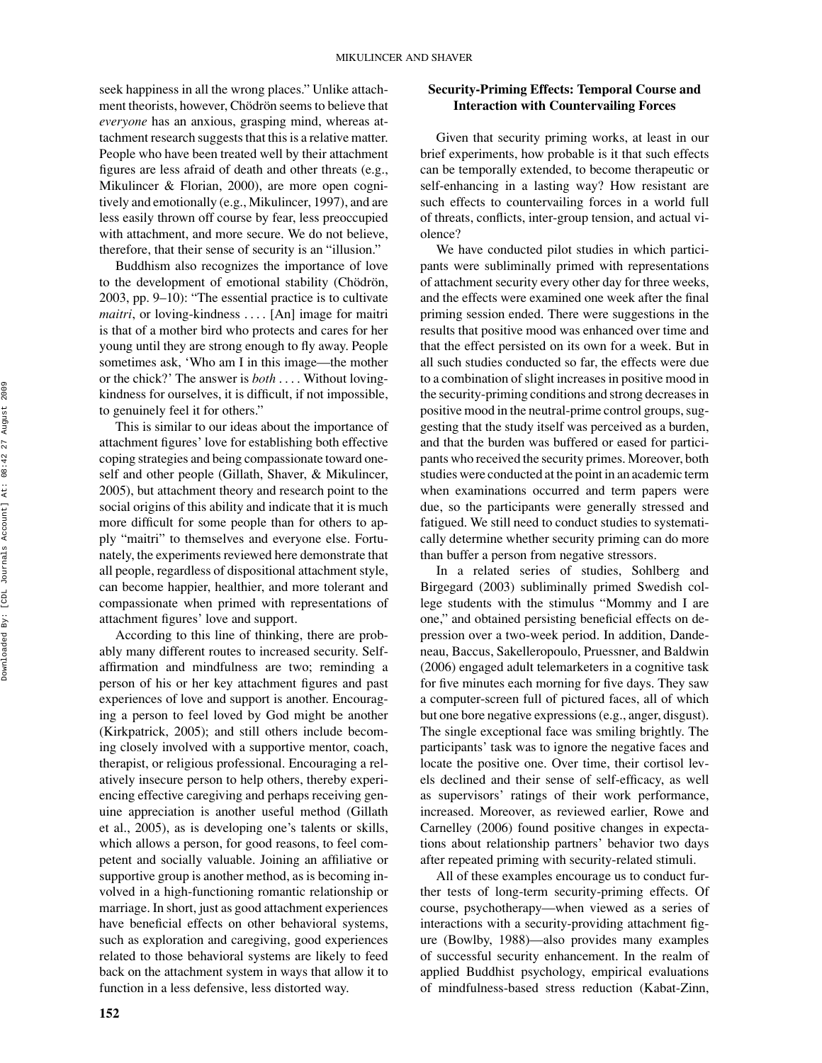seek happiness in all the wrong places." Unlike attachment theorists, however, Chödrön seems to believe that *everyone* has an anxious, grasping mind, whereas attachment research suggests that this is a relative matter. People who have been treated well by their attachment figures are less afraid of death and other threats (e.g., Mikulincer & Florian, 2000), are more open cognitively and emotionally (e.g., Mikulincer, 1997), and are less easily thrown off course by fear, less preoccupied with attachment, and more secure. We do not believe, therefore, that their sense of security is an "illusion."

Buddhism also recognizes the importance of love to the development of emotional stability (Chödrön, 2003, pp. 9–10): "The essential practice is to cultivate *maitri*, or loving-kindness .... [An] image for maitri is that of a mother bird who protects and cares for her young until they are strong enough to fly away. People sometimes ask, 'Who am I in this image—the mother or the chick?' The answer is *both* .... Without loving-kindness for ourselves, it is difficult, if not impossible, to genuinely feel it for others."

This is similar to our ideas about the importance of attachment figures' love for establishing both effective coping strategies and being compassionate toward oneself and other people (Gillath, Shaver, & Mikulincer, 2005), but attachment theory and research point to the social origins of this ability and indicate that it is much more difficult for some people than for others to apply "maitri" to themselves and everyone else. Fortunately, the experiments reviewed here demonstrate that all people, regardless of dispositional attachment style, can become happier, healthier, and more tolerant and compassionate when primed with representations of attachment figures' love and support.

According to this line of thinking, there are probably many different routes to increased security. Self-affirmation and mindfulness are two; reminding a person of his or her key attachment figures and past experiences of love and support is another. Encouraging a person to feel loved by God might be another (Kirkpatrick, 2005); and still others include becoming closely involved with a supportive mentor, coach, therapist, or religious professional. Encouraging a relatively insecure person to help others, thereby experiencing effective caregiving and perhaps receiving genuine appreciation is another useful method (Gillath et al., 2005), as is developing one's talents or skills, which allows a person, for good reasons, to feel competent and socially valuable. Joining an affiliative or supportive group is another method, as is becoming involved in a high-functioning romantic relationship or marriage. In short, just as good attachment experiences have beneficial effects on other behavioral systems, such as exploration and caregiving, good experiences related to those behavioral systems are likely to feed back on the attachment system in ways that allow it to function in a less defensive, less distorted way.

### Security-Priming Effects: Temporal Course and Interaction with Countervailing Forces

Given that security priming works, at least in our brief experiments, how probable is it that such effects can be temporally extended, to become therapeutic or self-enhancing in a lasting way? How resistant are such effects to countervailing forces in a world full of threats, conflicts, inter-group tension, and actual violence?

We have conducted pilot studies in which participants were subliminally primed with representations of attachment security every other day for three weeks, and the effects were examined one week after the final priming session ended. There were suggestions in the results that positive mood was enhanced over time and that the effect persisted on its own for a week. But in all such studies conducted so far, the effects were due to a combination of slight increases in positive mood in the security-priming conditions and strong decreases in positive mood in the neutral-prime control groups, suggesting that the study itself was perceived as a burden, and that the burden was buffered or eased for participants who received the security primes. Moreover, both studies were conducted at the point in an academic term when examinations occurred and term papers were due, so the participants were generally stressed and fatigued. We still need to conduct studies to systematically determine whether security priming can do more than buffer a person from negative stressors.

In a related series of studies, Sohlberg and Birgegard (2003) subliminally primed Swedish college students with the stimulus "Mommy and I are one," and obtained persisting beneficial effects on depression over a two-week period. In addition, Dandeneau, Baccus, Sakelleropoulo, Pruessner, and Baldwin (2006) engaged adult telemarketers in a cognitive task for five minutes each morning for five days. They saw a computer-screen full of pictured faces, all of which but one bore negative expressions (e.g., anger, disgust). The single exceptional face was smiling brightly. The participants' task was to ignore the negative faces and locate the positive one. Over time, their cortisol levels declined and their sense of self-efficacy, as well as supervisors' ratings of their work performance, increased. Moreover, as reviewed earlier, Rowe and Carnelley (2006) found positive changes in expectations about relationship partners' behavior two days after repeated priming with security-related stimuli.

All of these examples encourage us to conduct further tests of long-term security-priming effects. Of course, psychotherapy—when viewed as a series of interactions with a security-providing attachment figure (Bowlby, 1988)—also provides many examples of successful security enhancement. In the realm of applied Buddhist psychology, empirical evaluations of mindfulness-based stress reduction (Kabat-Zinn,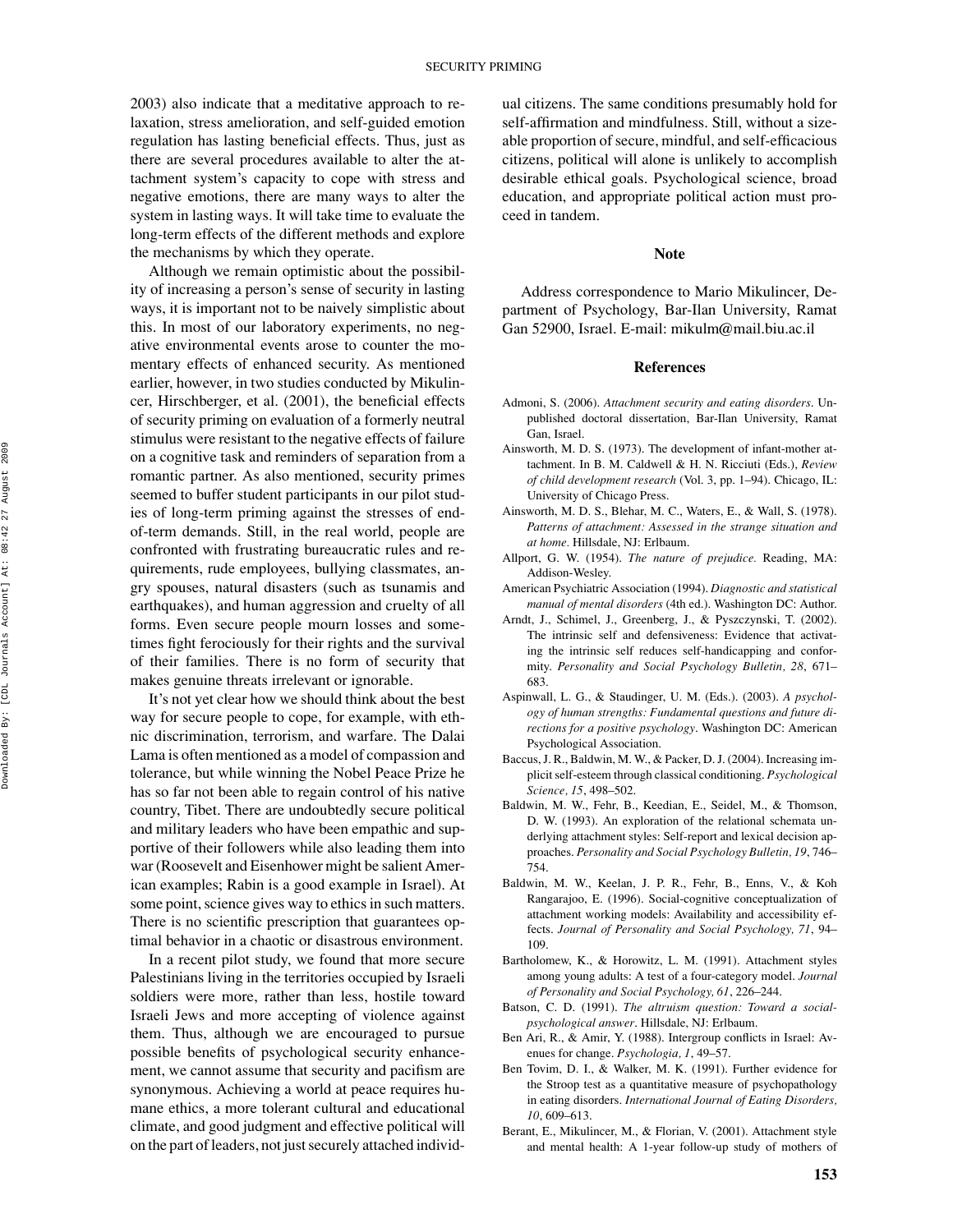2003) also indicate that a meditative approach to relaxation, stress amelioration, and self-guided emotion regulation has lasting beneficial effects. Thus, just as there are several procedures available to alter the attachment system's capacity to cope with stress and negative emotions, there are many ways to alter the system in lasting ways. It will take time to evaluate the long-term effects of the different methods and explore the mechanisms by which they operate.

Although we remain optimistic about the possibility of increasing a person's sense of security in lasting ways, it is important not to be naively simplistic about this. In most of our laboratory experiments, no negative environmental events arose to counter the momentary effects of enhanced security. As mentioned earlier, however, in two studies conducted by Mikulincer, Hirschberger, et al. (2001), the beneficial effects of security priming on evaluation of a formerly neutral stimulus were resistant to the negative effects of failure on a cognitive task and reminders of separation from a romantic partner. As also mentioned, security primes seemed to buffer student participants in our pilot studies of long-term priming against the stresses of end-of-term demands. Still, in the real world, people are confronted with frustrating bureaucratic rules and requirements, rude employees, bullying classmates, angry spouses, natural disasters (such as tsunamis and earthquakes), and human aggression and cruelty of all forms. Even secure people mourn losses and sometimes fight ferociously for their rights and the survival of their families. There is no form of security that makes genuine threats irrelevant or ignorable.

It's not yet clear how we should think about the best way for secure people to cope, for example, with ethnic discrimination, terrorism, and warfare. The Dalai Lama is often mentioned as a model of compassion and tolerance, but while winning the Nobel Peace Prize he has so far not been able to regain control of his native country, Tibet. There are undoubtedly secure political and military leaders who have been empathic and supportive of their followers while also leading them into war (Roosevelt and Eisenhower might be salient American examples; Rabin is a good example in Israel). At some point, science gives way to ethics in such matters. There is no scientific prescription that guarantees optimal behavior in a chaotic or disastrous environment.

In a recent pilot study, we found that more secure Palestinians living in the territories occupied by Israeli soldiers were more, rather than less, hostile toward Israeli Jews and more accepting of violence against them. Thus, although we are encouraged to pursue possible benefits of psychological security enhancement, we cannot assume that security and pacifism are synonymous. Achieving a world at peace requires humane ethics, a more tolerant cultural and educational climate, and good judgment and effective political will on the part of leaders, not just securely attached individual citizens. The same conditions presumably hold for self-affirmation and mindfulness. Still, without a sizeable proportion of secure, mindful, and self-efficacious citizens, political will alone is unlikely to accomplish desirable ethical goals. Psychological science, broad education, and appropriate political action must proceed in tandem.

## Note

Address correspondence to Mario Mikulincer, Department of Psychology, Bar-Ilan University, Ramat Gan 52900, Israel. E-mail: mikulm@mail.biu.ac.il

## References

Admoni, S. (2006). *Attachment security and eating disorders*. Unpublished doctoral dissertation, Bar-Ilan University, Ramat Gan, Israel.

Ainsworth, M. D. S. (1973). The development of infant-mother attachment. In B. M. Caldwell & H. N. Ricciuti (Eds.), *Review of child development research* (Vol. 3, pp. 1–94). Chicago, IL: University of Chicago Press.

Ainsworth, M. D. S., Blehar, M. C., Waters, E., & Wall, S. (1978). *Patterns of attachment: Assessed in the strange situation and at home*. Hillsdale, NJ: Erlbaum.

Allport, G. W. (1954). *The nature of prejudice.* Reading, MA: Addison-Wesley.

American Psychiatric Association (1994). *Diagnostic and statistical manual of mental disorders* (4th ed.). Washington DC: Author.

Arndt, J., Schimel, J., Greenberg, J., & Pyszczynski, T. (2002). The intrinsic self and defensiveness: Evidence that activating the intrinsic self reduces self-handicapping and conformity. *Personality and Social Psychology Bulletin, 28*, 671–683.

Aspinwall, L. G., & Staudinger, U. M. (Eds.). (2003). *A psychology of human strengths: Fundamental questions and future directions for a positive psychology*. Washington DC: American Psychological Association.

Baccus, J. R., Baldwin, M. W., & Packer, D. J. (2004). Increasing implicit self-esteem through classical conditioning. *Psychological Science, 15*, 498–502.

Baldwin, M. W., Fehr, B., Keedian, E., Seidel, M., & Thomson, D. W. (1993). An exploration of the relational schemata underlying attachment styles: Self-report and lexical decision approaches. *Personality and Social Psychology Bulletin, 19*, 746–754.

Baldwin, M. W., Keelan, J. P. R., Fehr, B., Enns, V., & Koh Rangarajoo, E. (1996). Social-cognitive conceptualization of attachment working models: Availability and accessibility effects. *Journal of Personality and Social Psychology, 71*, 94–109.

Bartholomew, K., & Horowitz, L. M. (1991). Attachment styles among young adults: A test of a four-category model. *Journal of Personality and Social Psychology, 61*, 226–244.

Batson, C. D. (1991). *The altruism question: Toward a social-psychological answer*. Hillsdale, NJ: Erlbaum.

Ben Ari, R., & Amir, Y. (1988). Intergroup conflicts in Israel: Avenues for change. *Psychologia, 1*, 49–57.

Ben Tovim, D. I., & Walker, M. K. (1991). Further evidence for the Stroop test as a quantitative measure of psychopathology in eating disorders. *International Journal of Eating Disorders, 10*, 609–613.

Berant, E., Mikulincer, M., & Florian, V. (2001). Attachment style and mental health: A 1-year follow-up study of mothers of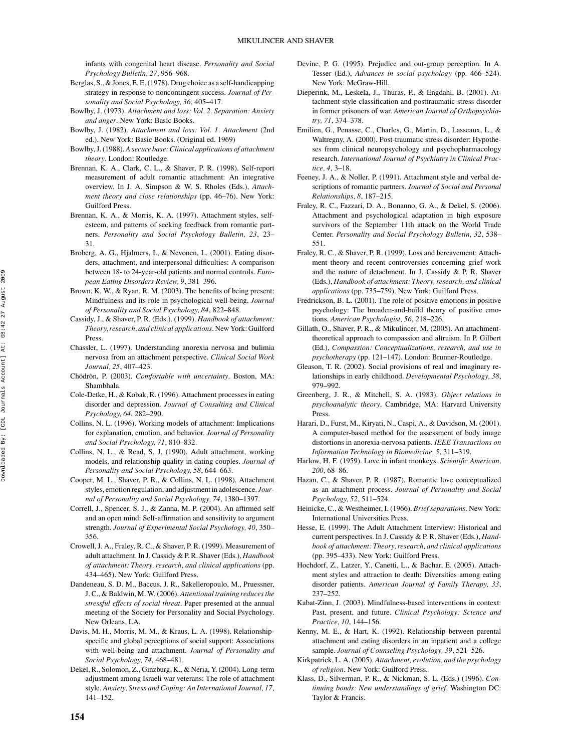infants with congenital heart disease. *Personality and Social Psychology Bulletin, 27*, 956–968.

Berglas, S., & Jones, E. E. (1978). Drug choice as a self-handicapping strategy in response to noncontingent success. *Journal of Personality and Social Psychology, 36*, 405–417.

Bowlby, J. (1973). *Attachment and loss: Vol. 2. Separation: Anxiety and anger*. New York: Basic Books.

Bowlby, J. (1982). *Attachment and loss: Vol. 1. Attachment* (2nd ed.). New York: Basic Books. (Original ed. 1969)

Bowlby, J. (1988). *A secure base: Clinical applications of attachment theory*. London: Routledge.

Brennan, K. A., Clark, C. L., & Shaver, P. R. (1998). Self-report measurement of adult romantic attachment: An integrative overview. In J. A. Simpson & W. S. Rholes (Eds.), *Attachment theory and close relationships* (pp. 46–76). New York: Guilford Press.

Brennan, K. A., & Morris, K. A. (1997). Attachment styles, self-esteem, and patterns of seeking feedback from romantic partners. *Personality and Social Psychology Bulletin, 23*, 23–31.

Broberg, A. G., Hjalmers, I., & Nevonen, L. (2001). Eating disorders, attachment, and interpersonal difficulties: A comparison between 18- to 24-year-old patients and normal controls. *European Eating Disorders Review, 9*, 381–396.

Brown, K. W., & Ryan, R. M. (2003). The benefits of being present: Mindfulness and its role in psychological well-being. *Journal of Personality and Social Psychology, 84*, 822–848.

Cassidy, J., & Shaver, P. R. (Eds.). (1999). *Handbook of attachment: Theory, research, and clinical applications*. New York: Guilford Press.

Chassler, L. (1997). Understanding anorexia nervosa and bulimia nervosa from an attachment perspective. *Clinical Social Work Journal, 25*, 407–423.

Chödrön, P. (2003). *Comfortable with uncertainty*. Boston, MA: Shambhala.

Cole-Detke, H., & Kobak, R. (1996). Attachment processes in eating disorder and depression. *Journal of Consulting and Clinical Psychology, 64*, 282–290.

Collins, N. L. (1996). Working models of attachment: Implications for explanation, emotion, and behavior. *Journal of Personality and Social Psychology, 71*, 810–832.

Collins, N. L., & Read, S. J. (1990). Adult attachment, working models, and relationship quality in dating couples. *Journal of Personality and Social Psychology, 58*, 644–663.

Cooper, M. L., Shaver, P. R., & Collins, N. L. (1998). Attachment styles, emotion regulation, and adjustment in adolescence. *Journal of Personality and Social Psychology, 74*, 1380–1397.

Correll, J., Spencer, S. J., & Zanna, M. P. (2004). An affirmed self and an open mind: Self-affirmation and sensitivity to argument strength. *Journal of Experimental Social Psychology, 40*, 350–356.

Crowell, J. A., Fraley, R. C., & Shaver, P. R. (1999). Measurement of adult attachment. In J. Cassidy & P. R. Shaver (Eds.), *Handbook of attachment: Theory, research, and clinical applications* (pp. 434–465). New York: Guilford Press.

Dandeneau, S. D. M., Baccus, J. R., Sakelleropoulo, M., Pruessner, J. C., & Baldwin, M. W. (2006). *Attentional training reduces the stressful effects of social threat*. Paper presented at the annual meeting of the Society for Personality and Social Psychology. New Orleans, LA.

Davis, M. H., Morris, M. M., & Kraus, L. A. (1998). Relationship-specific and global perceptions of social support: Associations with well-being and attachment. *Journal of Personality and Social Psychology, 74*, 468–481.

Dekel, R., Solomon, Z., Ginzburg, K., & Neria, Y. (2004). Long-term adjustment among Israeli war veterans: The role of attachment style. *Anxiety, Stress and Coping: An International Journal, 17*, 141–152.

Devine, P. G. (1995). Prejudice and out-group perception. In A. Tesser (Ed.), *Advances in social psychology* (pp. 466–524). New York: McGraw-Hill.

Dieperink, M., Leskela, J., Thuras, P., & Engdahl, B. (2001). Attachment style classification and posttraumatic stress disorder in former prisoners of war. *American Journal of Orthopsychiatry, 71*, 374–378.

Emilien, G., Penasse, C., Charles, G., Martin, D., Lasseaux, L., & Waltregny, A. (2000). Post-traumatic stress disorder: Hypotheses from clinical neuropsychology and psychopharmacology research. *International Journal of Psychiatry in Clinical Practice, 4*, 3–18.

Feeney, J. A., & Noller, P. (1991). Attachment style and verbal descriptions of romantic partners. *Journal of Social and Personal Relationships, 8*, 187–215.

Fraley, R. C., Fazzari, D. A., Bonanno, G. A., & Dekel, S. (2006). Attachment and psychological adaptation in high exposure survivors of the September 11th attack on the World Trade Center. *Personality and Social Psychology Bulletin, 32*, 538–551.

Fraley, R. C., & Shaver, P. R. (1999). Loss and bereavement: Attachment theory and recent controversies concerning grief work and the nature of detachment. In J. Cassidy & P. R. Shaver (Eds.), *Handbook of attachment: Theory, research, and clinical applications* (pp. 735–759). New York: Guilford Press.

Fredrickson, B. L. (2001). The role of positive emotions in positive psychology: The broaden-and-build theory of positive emotions. *American Psychologist, 56*, 218–226.

Gillath, O., Shaver, P. R., & Mikulincer, M. (2005). An attachment-theoretical approach to compassion and altruism. In P. Gilbert (Ed.), *Compassion: Conceptualizations, research, and use in psychotherapy* (pp. 121–147). London: Brunner-Routledge.

Gleason, T. R. (2002). Social provisions of real and imaginary relationships in early childhood. *Developmental Psychology, 38*, 979–992.

Greenberg, J. R., & Mitchell, S. A. (1983). *Object relations in psychoanalytic theory*. Cambridge, MA: Harvard University Press.

Harari, D., Furst, M., Kiryati, N., Caspi, A., & Davidson, M. (2001). A computer-based method for the assessment of body image distortions in anorexia-nervosa patients. *IEEE Transactions on Information Technology in Biomedicine, 5*, 311–319.

Harlow, H. F. (1959). Love in infant monkeys. *Scientific American, 200*, 68–86.

Hazan, C., & Shaver, P. R. (1987). Romantic love conceptualized as an attachment process. *Journal of Personality and Social Psychology, 52*, 511–524.

Heinicke, C., & Westheimer, I. (1966). *Brief separations*. New York: International Universities Press.

Hesse, E. (1999). The Adult Attachment Interview: Historical and current perspectives. In J. Cassidy & P. R. Shaver (Eds.), *Handbook of attachment: Theory, research, and clinical applications* (pp. 395–433). New York: Guilford Press.

Hochdorf, Z., Latzer, Y., Canetti, L., & Bachar, E. (2005). Attachment styles and attraction to death: Diversities among eating disorder patients. *American Journal of Family Therapy, 33*, 237–252.

Kabat-Zinn, J. (2003). Mindfulness-based interventions in context: Past, present, and future. *Clinical Psychology: Science and Practice, 10*, 144–156.

Kenny, M. E., & Hart, K. (1992). Relationship between parental attachment and eating disorders in an inpatient and a college sample. *Journal of Counseling Psychology, 39*, 521–526.

Kirkpatrick, L. A. (2005). *Attachment, evolution, and the psychology of religion*. New York: Guilford Press.

Klass, D., Silverman, P. R., & Nickman, S. L. (Eds.) (1996). *Continuing bonds: New understandings of grief*. Washington DC: Taylor & Francis.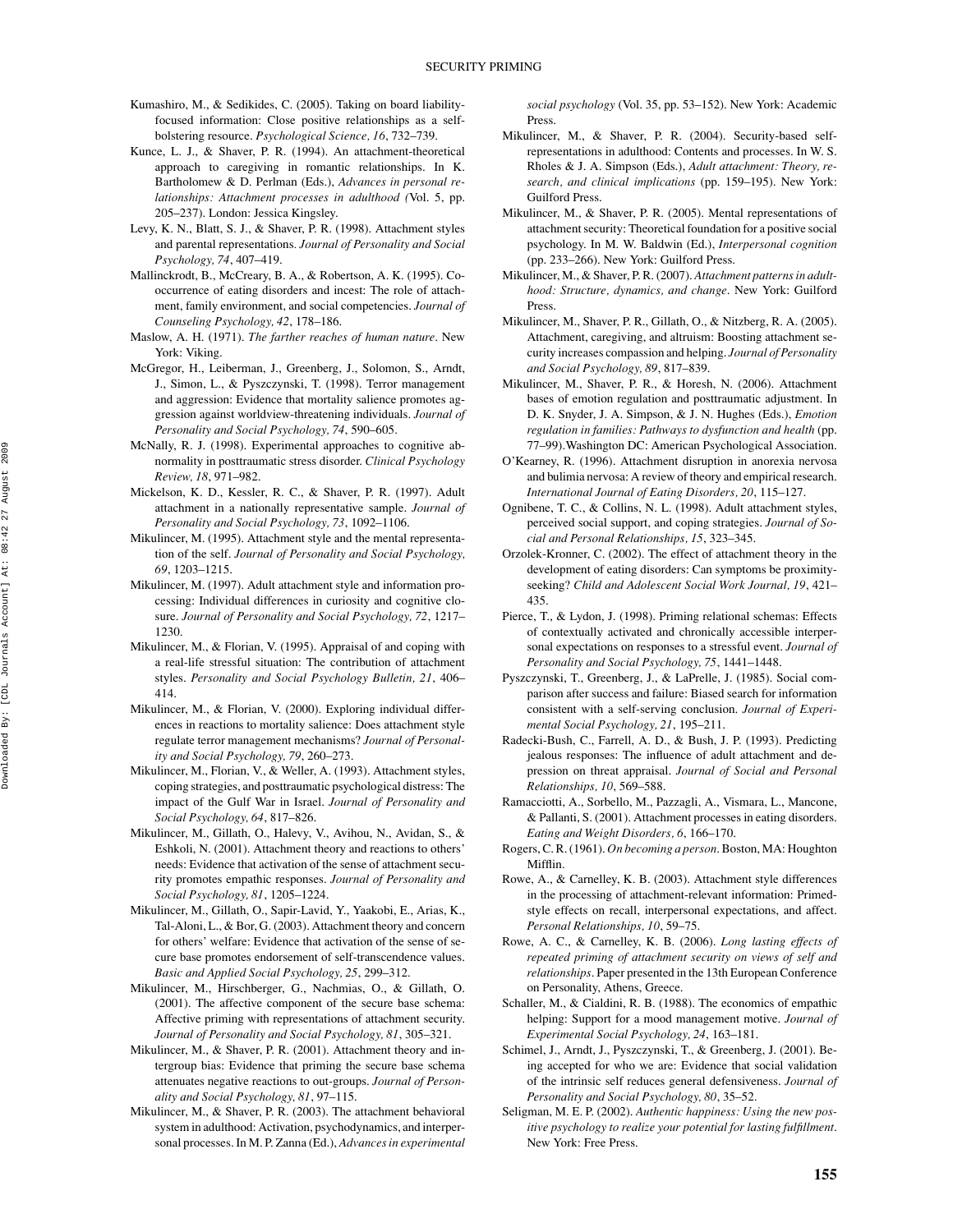Kumashiro, M., & Sedikides, C. (2005). Taking on board liability-focused information: Close positive relationships as a self-bolstering resource. *Psychological Science, 16*, 732–739.

Kunce, L. J., & Shaver, P. R. (1994). An attachment-theoretical approach to caregiving in romantic relationships. In K. Bartholomew & D. Perlman (Eds.), *Advances in personal relationships: Attachment processes in adulthood (*Vol. 5, pp. 205–237). London: Jessica Kingsley.

Levy, K. N., Blatt, S. J., & Shaver, P. R. (1998). Attachment styles and parental representations. *Journal of Personality and Social Psychology, 74*, 407–419.

Mallinckrodt, B., McCreary, B. A., & Robertson, A. K. (1995). Co-occurrence of eating disorders and incest: The role of attachment, family environment, and social competencies. *Journal of Counseling Psychology, 42*, 178–186.

Maslow, A. H. (1971). *The farther reaches of human nature*. New York: Viking.

McGregor, H., Leiberman, J., Greenberg, J., Solomon, S., Arndt, J., Simon, L., & Pyszczynski, T. (1998). Terror management and aggression: Evidence that mortality salience promotes aggression against worldview-threatening individuals. *Journal of Personality and Social Psychology, 74*, 590–605.

McNally, R. J. (1998). Experimental approaches to cognitive abnormality in posttraumatic stress disorder. *Clinical Psychology Review, 18*, 971–982.

Mickelson, K. D., Kessler, R. C., & Shaver, P. R. (1997). Adult attachment in a nationally representative sample. *Journal of Personality and Social Psychology, 73*, 1092–1106.

Mikulincer, M. (1995). Attachment style and the mental representation of the self. *Journal of Personality and Social Psychology, 69*, 1203–1215.

Mikulincer, M. (1997). Adult attachment style and information processing: Individual differences in curiosity and cognitive closure. *Journal of Personality and Social Psychology, 72*, 1217–1230.

Mikulincer, M., & Florian, V. (1995). Appraisal of and coping with a real-life stressful situation: The contribution of attachment styles. *Personality and Social Psychology Bulletin, 21*, 406–414.

Mikulincer, M., & Florian, V. (2000). Exploring individual differences in reactions to mortality salience: Does attachment style regulate terror management mechanisms? *Journal of Personality and Social Psychology, 79*, 260–273.

Mikulincer, M., Florian, V., & Weller, A. (1993). Attachment styles, coping strategies, and posttraumatic psychological distress: The impact of the Gulf War in Israel. *Journal of Personality and Social Psychology, 64*, 817–826.

Mikulincer, M., Gillath, O., Halevy, V., Avihou, N., Avidan, S., & Eshkoli, N. (2001). Attachment theory and reactions to others' needs: Evidence that activation of the sense of attachment security promotes empathic responses. *Journal of Personality and Social Psychology, 81*, 1205–1224.

Mikulincer, M., Gillath, O., Sapir-Lavid, Y., Yaakobi, E., Arias, K., Tal-Aloni, L., & Bor, G. (2003). Attachment theory and concern for others' welfare: Evidence that activation of the sense of secure base promotes endorsement of self-transcendence values. *Basic and Applied Social Psychology, 25*, 299–312.

Mikulincer, M., Hirschberger, G., Nachmias, O., & Gillath, O. (2001). The affective component of the secure base schema: Affective priming with representations of attachment security. *Journal of Personality and Social Psychology, 81*, 305–321.

Mikulincer, M., & Shaver, P. R. (2001). Attachment theory and intergroup bias: Evidence that priming the secure base schema attenuates negative reactions to out-groups. *Journal of Personality and Social Psychology, 81*, 97–115.

Mikulincer, M., & Shaver, P. R. (2003). The attachment behavioral system in adulthood: Activation, psychodynamics, and interpersonal processes. In M. P. Zanna (Ed.), *Advances in experimental social psychology* (Vol. 35, pp. 53–152). New York: Academic Press.

Mikulincer, M., & Shaver, P. R. (2004). Security-based self-representations in adulthood: Contents and processes. In W. S. Rholes & J. A. Simpson (Eds.), *Adult attachment: Theory, research, and clinical implications* (pp. 159–195). New York: Guilford Press.

Mikulincer, M., & Shaver, P. R. (2005). Mental representations of attachment security: Theoretical foundation for a positive social psychology. In M. W. Baldwin (Ed.), *Interpersonal cognition* (pp. 233–266). New York: Guilford Press.

Mikulincer, M., & Shaver, P. R. (2007). *Attachment patterns in adulthood: Structure, dynamics, and change*. New York: Guilford Press.

Mikulincer, M., Shaver, P. R., Gillath, O., & Nitzberg, R. A. (2005). Attachment, caregiving, and altruism: Boosting attachment security increases compassion and helping. *Journal of Personality and Social Psychology, 89*, 817–839.

Mikulincer, M., Shaver, P. R., & Horesh, N. (2006). Attachment bases of emotion regulation and posttraumatic adjustment. In D. K. Snyder, J. A. Simpson, & J. N. Hughes (Eds.), *Emotion regulation in families: Pathways to dysfunction and health* (pp. 77–99).Washington DC: American Psychological Association.

O'Kearney, R. (1996). Attachment disruption in anorexia nervosa and bulimia nervosa: A review of theory and empirical research. *International Journal of Eating Disorders, 20*, 115–127.

Ognibene, T. C., & Collins, N. L. (1998). Adult attachment styles, perceived social support, and coping strategies. *Journal of Social and Personal Relationships, 15*, 323–345.

Orzolek-Kronner, C. (2002). The effect of attachment theory in the development of eating disorders: Can symptoms be proximity-seeking? *Child and Adolescent Social Work Journal, 19*, 421–435.

Pierce, T., & Lydon, J. (1998). Priming relational schemas: Effects of contextually activated and chronically accessible interpersonal expectations on responses to a stressful event. *Journal of Personality and Social Psychology, 75*, 1441–1448.

Pyszczynski, T., Greenberg, J., & LaPrelle, J. (1985). Social comparison after success and failure: Biased search for information consistent with a self-serving conclusion. *Journal of Experimental Social Psychology, 21*, 195–211.

Radecki-Bush, C., Farrell, A. D., & Bush, J. P. (1993). Predicting jealous responses: The influence of adult attachment and depression on threat appraisal. *Journal of Social and Personal Relationships, 10*, 569–588.

Ramacciotti, A., Sorbello, M., Pazzagli, A., Vismara, L., Mancone, & Pallanti, S. (2001). Attachment processes in eating disorders. *Eating and Weight Disorders, 6*, 166–170.

Rogers, C. R. (1961). *On becoming a person*. Boston, MA: Houghton Mifflin.

Rowe, A., & Carnelley, K. B. (2003). Attachment style differences in the processing of attachment-relevant information: Primed-style effects on recall, interpersonal expectations, and affect. *Personal Relationships, 10*, 59–75.

Rowe, A. C., & Carnelley, K. B. (2006). *Long lasting effects of repeated priming of attachment security on views of self and relationships*. Paper presented in the 13th European Conference on Personality, Athens, Greece.

Schaller, M., & Cialdini, R. B. (1988). The economics of empathic helping: Support for a mood management motive. *Journal of Experimental Social Psychology, 24*, 163–181.

Schimel, J., Arndt, J., Pyszczynski, T., & Greenberg, J. (2001). Being accepted for who we are: Evidence that social validation of the intrinsic self reduces general defensiveness. *Journal of Personality and Social Psychology, 80*, 35–52.

Seligman, M. E. P. (2002). *Authentic happiness: Using the new positive psychology to realize your potential for lasting fulfillment*. New York: Free Press.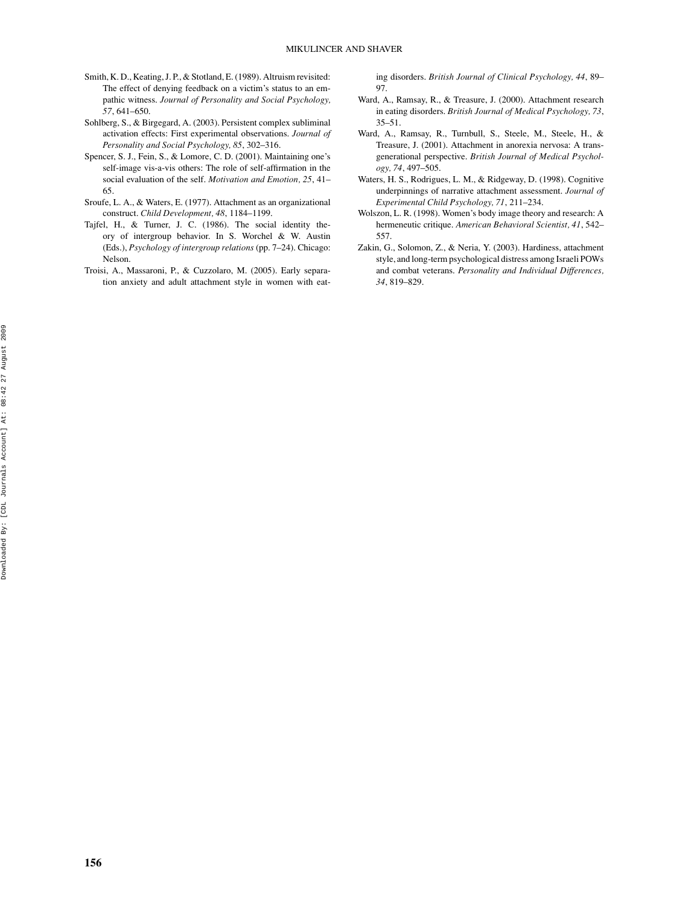Smith, K. D., Keating, J. P., & Stotland, E. (1989). Altruism revisited: The effect of denying feedback on a victim's status to an empathic witness. *Journal of Personality and Social Psychology, 57*, 641–650.

Sohlberg, S., & Birgegard, A. (2003). Persistent complex subliminal activation effects: First experimental observations. *Journal of Personality and Social Psychology, 85*, 302–316.

Spencer, S. J., Fein, S., & Lomore, C. D. (2001). Maintaining one's self-image vis-a-vis others: The role of self-affirmation in the social evaluation of the self. *Motivation and Emotion, 25*, 41–65.

Sroufe, L. A., & Waters, E. (1977). Attachment as an organizational construct. *Child Development, 48*, 1184–1199.

Tajfel, H., & Turner, J. C. (1986). The social identity theory of intergroup behavior. In S. Worchel & W. Austin (Eds.), *Psychology of intergroup relations* (pp. 7–24). Chicago: Nelson.

Troisi, A., Massaroni, P., & Cuzzolaro, M. (2005). Early separation anxiety and adult attachment style in women with eating disorders. *British Journal of Clinical Psychology, 44*, 89–97.

Ward, A., Ramsay, R., & Treasure, J. (2000). Attachment research in eating disorders. *British Journal of Medical Psychology, 73*, 35–51.

Ward, A., Ramsay, R., Turnbull, S., Steele, M., Steele, H., & Treasure, J. (2001). Attachment in anorexia nervosa: A transgenerational perspective. *British Journal of Medical Psychology, 74*, 497–505.

Waters, H. S., Rodrigues, L. M., & Ridgeway, D. (1998). Cognitive underpinnings of narrative attachment assessment. *Journal of Experimental Child Psychology, 71*, 211–234.

Wolszon, L. R. (1998). Women's body image theory and research: A hermeneutic critique. *American Behavioral Scientist, 41*, 542–557.

Zakin, G., Solomon, Z., & Neria, Y. (2003). Hardiness, attachment style, and long-term psychological distress among Israeli POWs and combat veterans. *Personality and Individual Differences, 34*, 819–829.